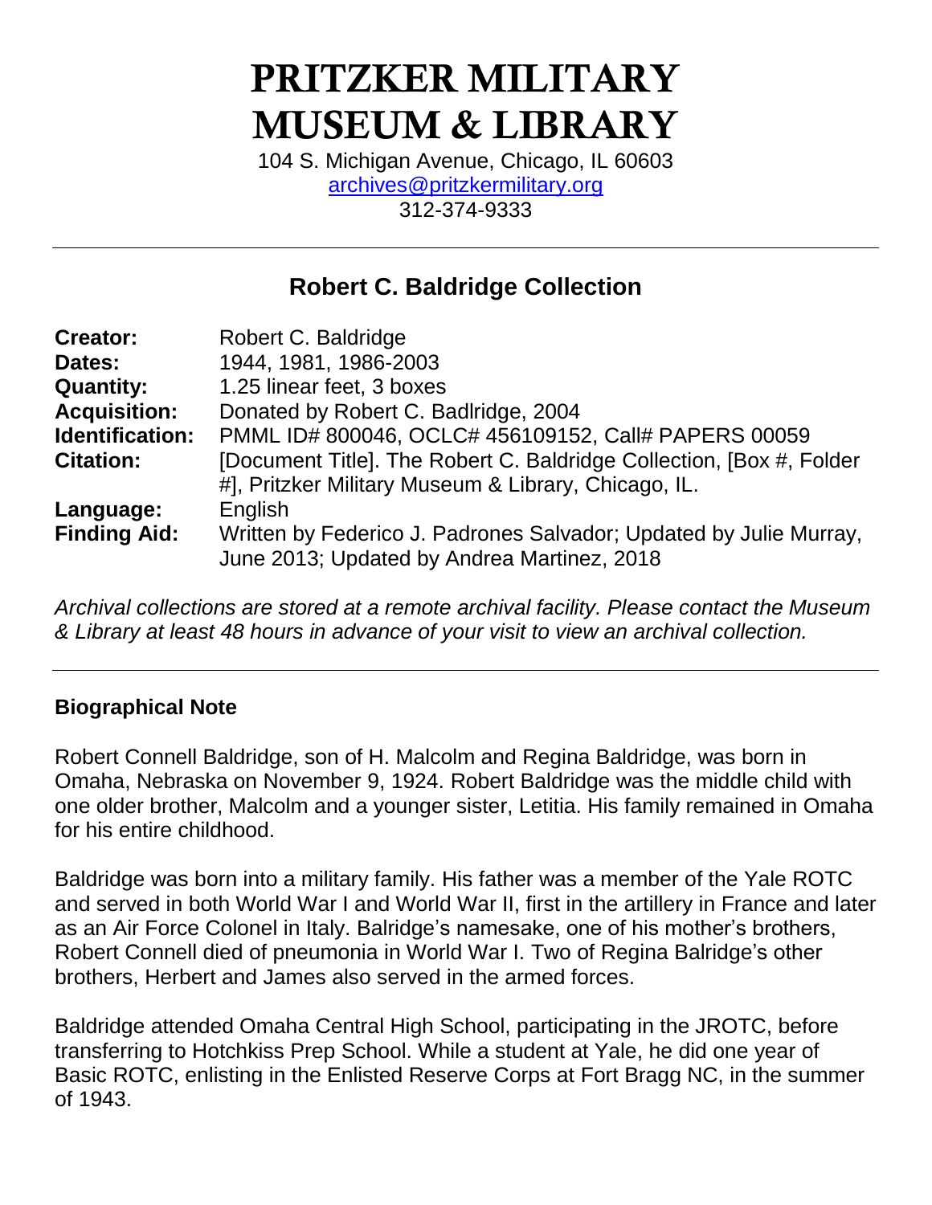# PRITZKER MILITARY MUSEUM & LIBRARY

104 S. Michigan Avenue, Chicago, IL 60603
archives@pritzkermilitary.org
312-374-9333

---

## Robert C. Baldridge Collection

| | |
|---|---|
| **Creator:** | Robert C. Baldridge |
| **Dates:** | 1944, 1981, 1986-2003 |
| **Quantity:** | 1.25 linear feet, 3 boxes |
| **Acquisition:** | Donated by Robert C. Badlridge, 2004 |
| **Identification:** | PMML ID# 800046, OCLC# 456109152, Call# PAPERS 00059 |
| **Citation:** | [Document Title]. The Robert C. Baldridge Collection, [Box #, Folder #], Pritzker Military Museum & Library, Chicago, IL. |
| **Language:** | English |
| **Finding Aid:** | Written by Federico J. Padrones Salvador; Updated by Julie Murray, June 2013; Updated by Andrea Martinez, 2018 |

*Archival collections are stored at a remote archival facility. Please contact the Museum & Library at least 48 hours in advance of your visit to view an archival collection.*

---

### Biographical Note

Robert Connell Baldridge, son of H. Malcolm and Regina Baldridge, was born in Omaha, Nebraska on November 9, 1924. Robert Baldridge was the middle child with one older brother, Malcolm and a younger sister, Letitia. His family remained in Omaha for his entire childhood.

Baldridge was born into a military family. His father was a member of the Yale ROTC and served in both World War I and World War II, first in the artillery in France and later as an Air Force Colonel in Italy. Balridge's namesake, one of his mother's brothers, Robert Connell died of pneumonia in World War I. Two of Regina Balridge's other brothers, Herbert and James also served in the armed forces.

Baldridge attended Omaha Central High School, participating in the JROTC, before transferring to Hotchkiss Prep School. While a student at Yale, he did one year of Basic ROTC, enlisting in the Enlisted Reserve Corps at Fort Bragg NC, in the summer of 1943.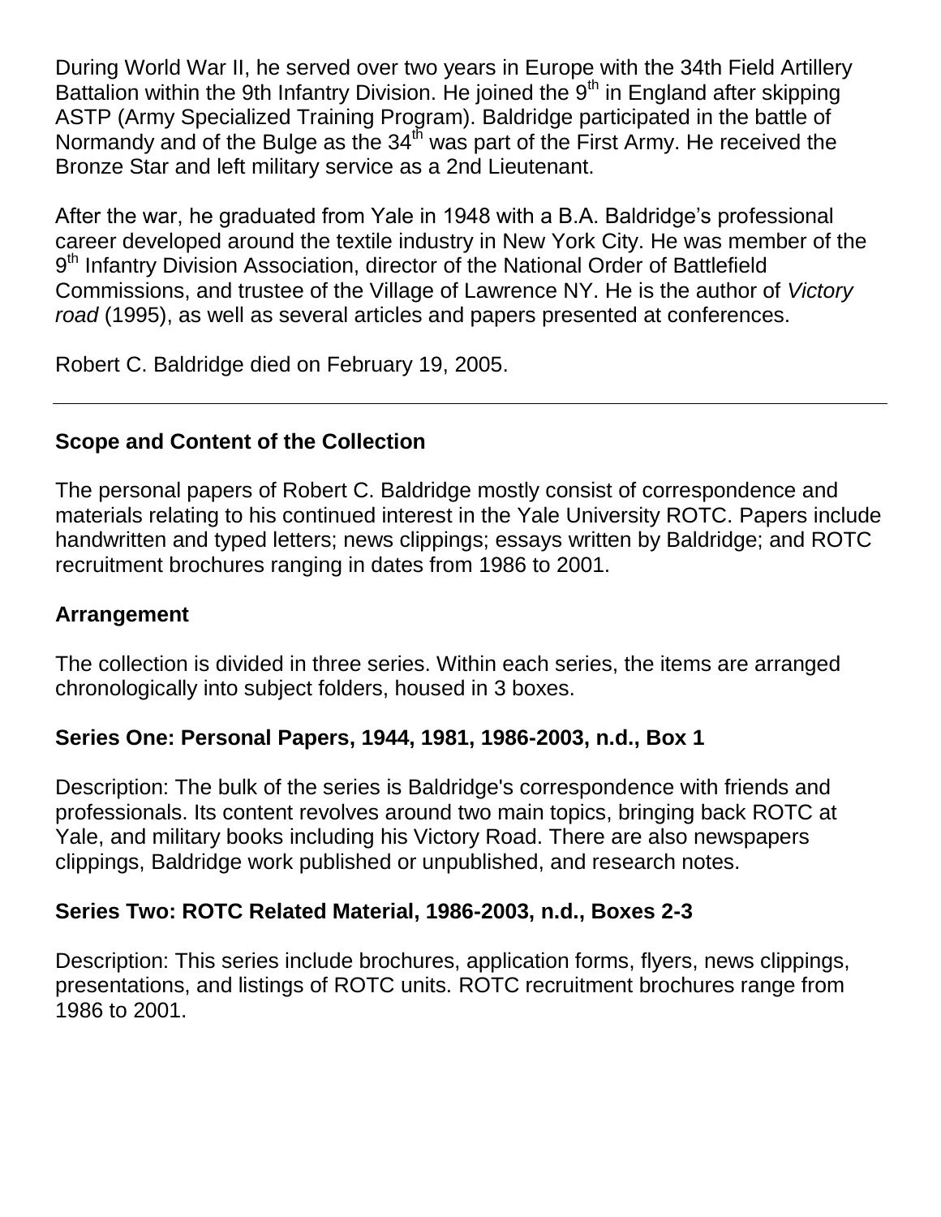During World War II, he served over two years in Europe with the 34th Field Artillery Battalion within the 9th Infantry Division. He joined the 9th in England after skipping ASTP (Army Specialized Training Program). Baldridge participated in the battle of Normandy and of the Bulge as the 34th was part of the First Army. He received the Bronze Star and left military service as a 2nd Lieutenant.

After the war, he graduated from Yale in 1948 with a B.A. Baldridge's professional career developed around the textile industry in New York City. He was member of the 9th Infantry Division Association, director of the National Order of Battlefield Commissions, and trustee of the Village of Lawrence NY. He is the author of *Victory road* (1995), as well as several articles and papers presented at conferences.

Robert C. Baldridge died on February 19, 2005.

---

## Scope and Content of the Collection

The personal papers of Robert C. Baldridge mostly consist of correspondence and materials relating to his continued interest in the Yale University ROTC. Papers include handwritten and typed letters; news clippings; essays written by Baldridge; and ROTC recruitment brochures ranging in dates from 1986 to 2001.

## Arrangement

The collection is divided in three series. Within each series, the items are arranged chronologically into subject folders, housed in 3 boxes.

### Series One: Personal Papers, 1944, 1981, 1986-2003, n.d., Box 1

Description: The bulk of the series is Baldridge's correspondence with friends and professionals. Its content revolves around two main topics, bringing back ROTC at Yale, and military books including his Victory Road. There are also newspapers clippings, Baldridge work published or unpublished, and research notes.

### Series Two: ROTC Related Material, 1986-2003, n.d., Boxes 2-3

Description: This series include brochures, application forms, flyers, news clippings, presentations, and listings of ROTC units. ROTC recruitment brochures range from 1986 to 2001.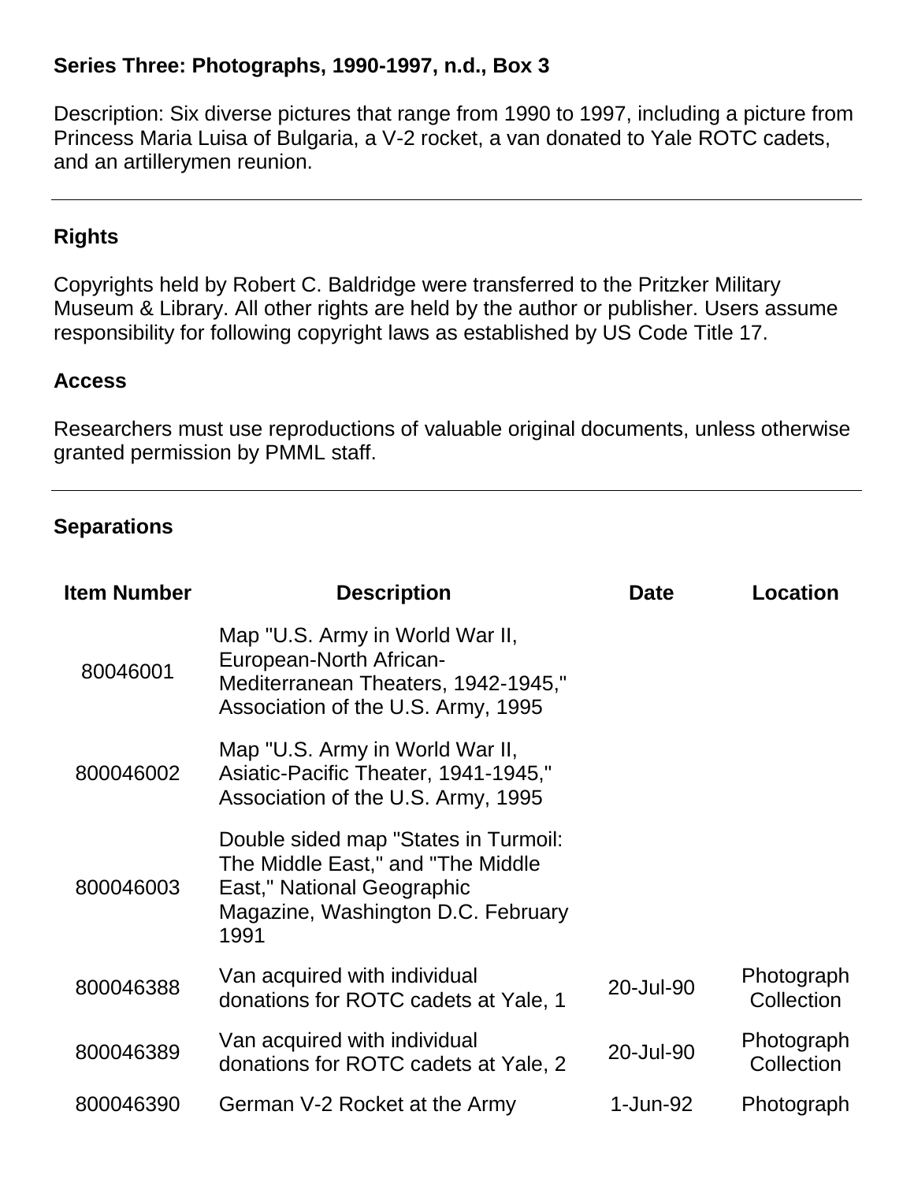**Series Three: Photographs, 1990-1997, n.d., Box 3**

Description: Six diverse pictures that range from 1990 to 1997, including a picture from Princess Maria Luisa of Bulgaria, a V-2 rocket, a van donated to Yale ROTC cadets, and an artillerymen reunion.

---

### Rights

Copyrights held by Robert C. Baldridge were transferred to the Pritzker Military Museum & Library. All other rights are held by the author or publisher. Users assume responsibility for following copyright laws as established by US Code Title 17.

### Access

Researchers must use reproductions of valuable original documents, unless otherwise granted permission by PMML staff.

---

### Separations

| Item Number | Description | Date | Location |
|---|---|---|---|
| 80046001 | Map "U.S. Army in World War II, European-North African-Mediterranean Theaters, 1942-1945," Association of the U.S. Army, 1995 | | |
| 800046002 | Map "U.S. Army in World War II, Asiatic-Pacific Theater, 1941-1945," Association of the U.S. Army, 1995 | | |
| 800046003 | Double sided map "States in Turmoil: The Middle East," and "The Middle East," National Geographic Magazine, Washington D.C. February 1991 | | |
| 800046388 | Van acquired with individual donations for ROTC cadets at Yale, 1 | 20-Jul-90 | Photograph Collection |
| 800046389 | Van acquired with individual donations for ROTC cadets at Yale, 2 | 20-Jul-90 | Photograph Collection |
| 800046390 | German V-2 Rocket at the Army | 1-Jun-92 | Photograph |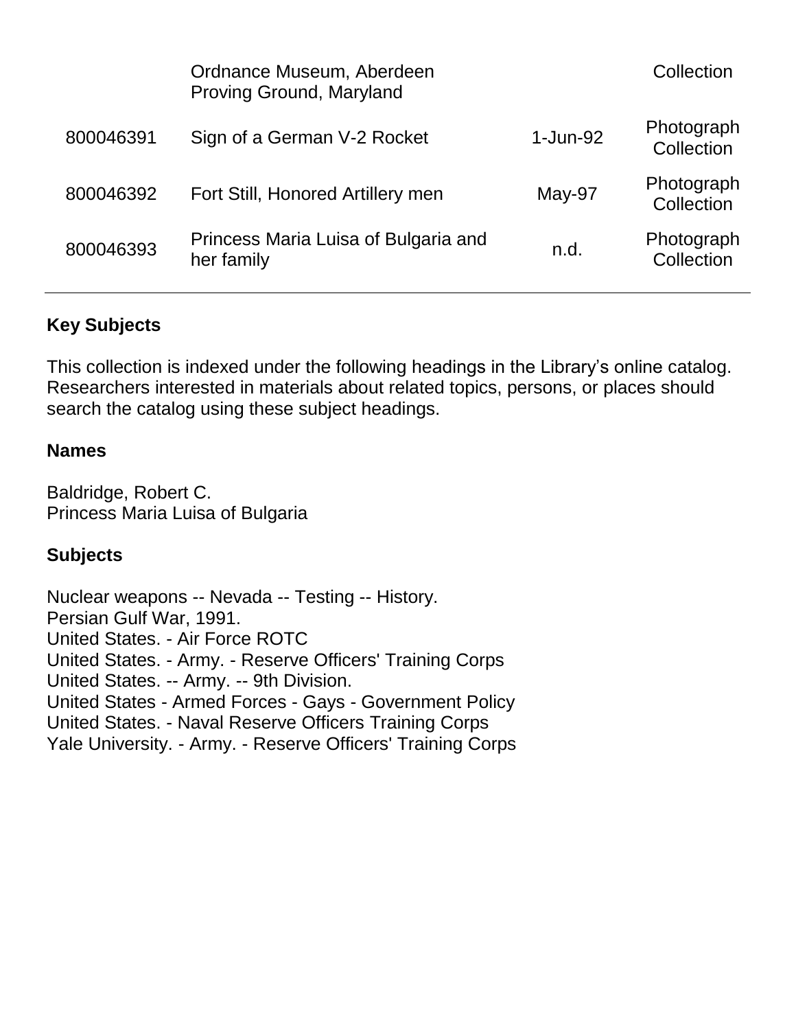|  | Ordnance Museum, Aberdeen Proving Ground, Maryland |  | Collection |
| --- | --- | --- | --- |
| 800046391 | Sign of a German V-2 Rocket | 1-Jun-92 | Photograph Collection |
| 800046392 | Fort Still, Honored Artillery men | May-97 | Photograph Collection |
| 800046393 | Princess Maria Luisa of Bulgaria and her family | n.d. | Photograph Collection |

## Key Subjects

This collection is indexed under the following headings in the Library's online catalog. Researchers interested in materials about related topics, persons, or places should search the catalog using these subject headings.

### Names

Baldridge, Robert C.
Princess Maria Luisa of Bulgaria

### Subjects

Nuclear weapons -- Nevada -- Testing -- History.
Persian Gulf War, 1991.
United States. - Air Force ROTC
United States. - Army. - Reserve Officers' Training Corps
United States. -- Army. -- 9th Division.
United States - Armed Forces - Gays - Government Policy
United States. - Naval Reserve Officers Training Corps
Yale University. - Army. - Reserve Officers' Training Corps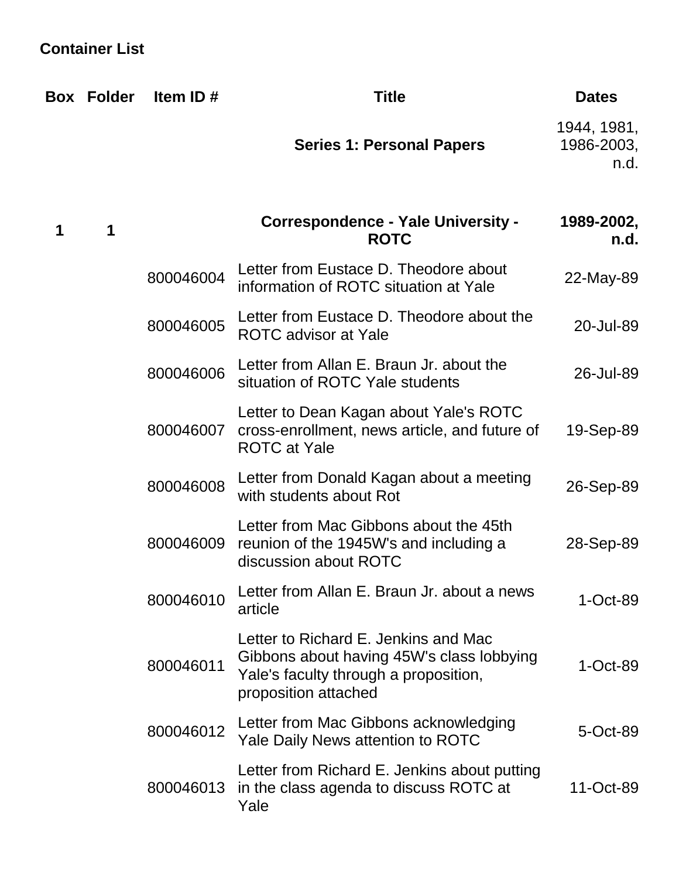## Container List

| Box | Folder | Item ID # | Title | Dates |
|---|---|---|---|---|
| | | | **Series 1: Personal Papers** | 1944, 1981, 1986-2003, n.d. |
| **1** | **1** | | **Correspondence - Yale University - ROTC** | **1989-2002, n.d.** |
| | | 800046004 | Letter from Eustace D. Theodore about information of ROTC situation at Yale | 22-May-89 |
| | | 800046005 | Letter from Eustace D. Theodore about the ROTC advisor at Yale | 20-Jul-89 |
| | | 800046006 | Letter from Allan E. Braun Jr. about the situation of ROTC Yale students | 26-Jul-89 |
| | | 800046007 | Letter to Dean Kagan about Yale's ROTC cross-enrollment, news article, and future of ROTC at Yale | 19-Sep-89 |
| | | 800046008 | Letter from Donald Kagan about a meeting with students about Rot | 26-Sep-89 |
| | | 800046009 | Letter from Mac Gibbons about the 45th reunion of the 1945W's and including a discussion about ROTC | 28-Sep-89 |
| | | 800046010 | Letter from Allan E. Braun Jr. about a news article | 1-Oct-89 |
| | | 800046011 | Letter to Richard E. Jenkins and Mac Gibbons about having 45W's class lobbying Yale's faculty through a proposition, proposition attached | 1-Oct-89 |
| | | 800046012 | Letter from Mac Gibbons acknowledging Yale Daily News attention to ROTC | 5-Oct-89 |
| | | 800046013 | Letter from Richard E. Jenkins about putting in the class agenda to discuss ROTC at Yale | 11-Oct-89 |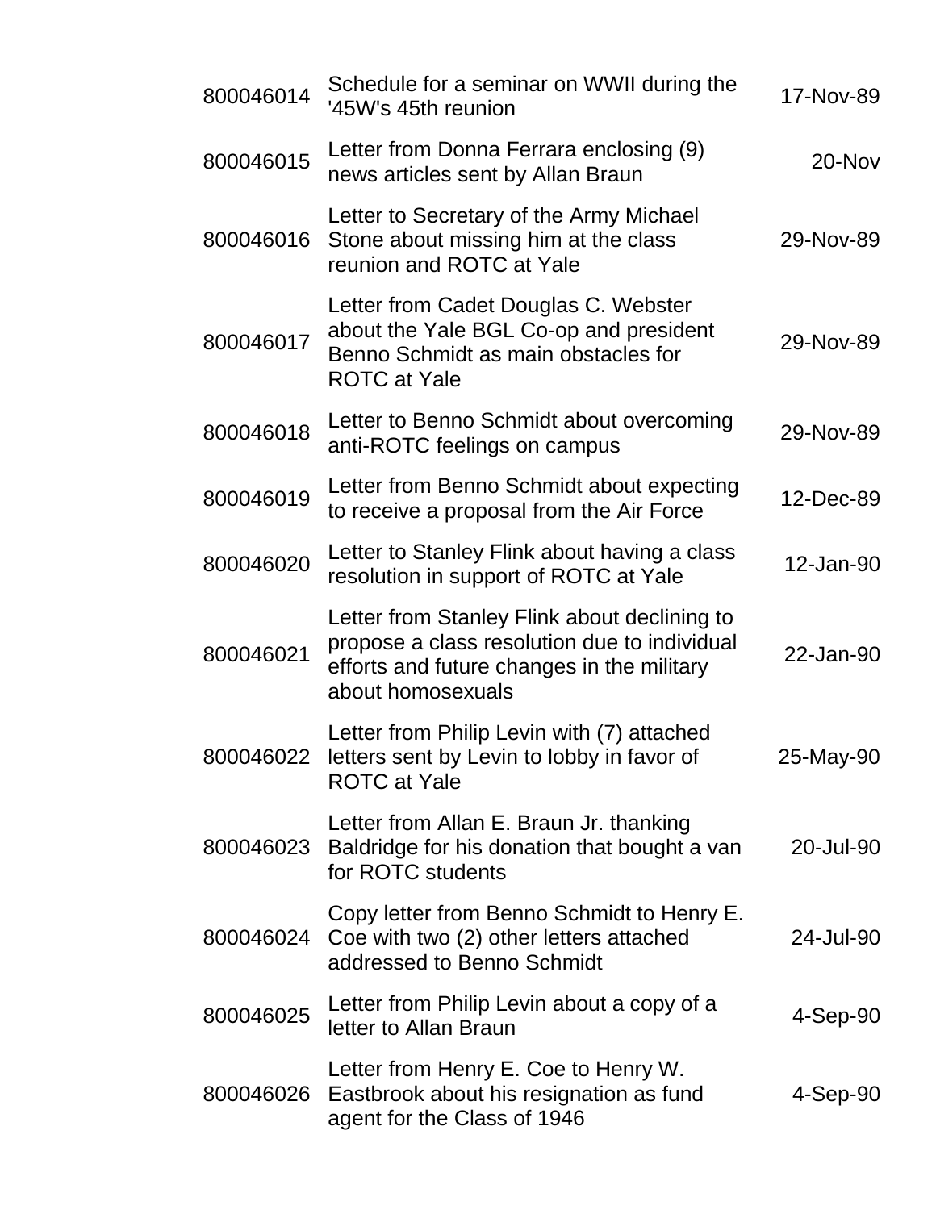| | | |
|---|---|---|
| 800046014 | Schedule for a seminar on WWII during the '45W's 45th reunion | 17-Nov-89 |
| 800046015 | Letter from Donna Ferrara enclosing (9) news articles sent by Allan Braun | 20-Nov |
| 800046016 | Letter to Secretary of the Army Michael Stone about missing him at the class reunion and ROTC at Yale | 29-Nov-89 |
| 800046017 | Letter from Cadet Douglas C. Webster about the Yale BGL Co-op and president Benno Schmidt as main obstacles for ROTC at Yale | 29-Nov-89 |
| 800046018 | Letter to Benno Schmidt about overcoming anti-ROTC feelings on campus | 29-Nov-89 |
| 800046019 | Letter from Benno Schmidt about expecting to receive a proposal from the Air Force | 12-Dec-89 |
| 800046020 | Letter to Stanley Flink about having a class resolution in support of ROTC at Yale | 12-Jan-90 |
| 800046021 | Letter from Stanley Flink about declining to propose a class resolution due to individual efforts and future changes in the military about homosexuals | 22-Jan-90 |
| 800046022 | Letter from Philip Levin with (7) attached letters sent by Levin to lobby in favor of ROTC at Yale | 25-May-90 |
| 800046023 | Letter from Allan E. Braun Jr. thanking Baldridge for his donation that bought a van for ROTC students | 20-Jul-90 |
| 800046024 | Copy letter from Benno Schmidt to Henry E. Coe with two (2) other letters attached addressed to Benno Schmidt | 24-Jul-90 |
| 800046025 | Letter from Philip Levin about a copy of a letter to Allan Braun | 4-Sep-90 |
| 800046026 | Letter from Henry E. Coe to Henry W. Eastbrook about his resignation as fund agent for the Class of 1946 | 4-Sep-90 |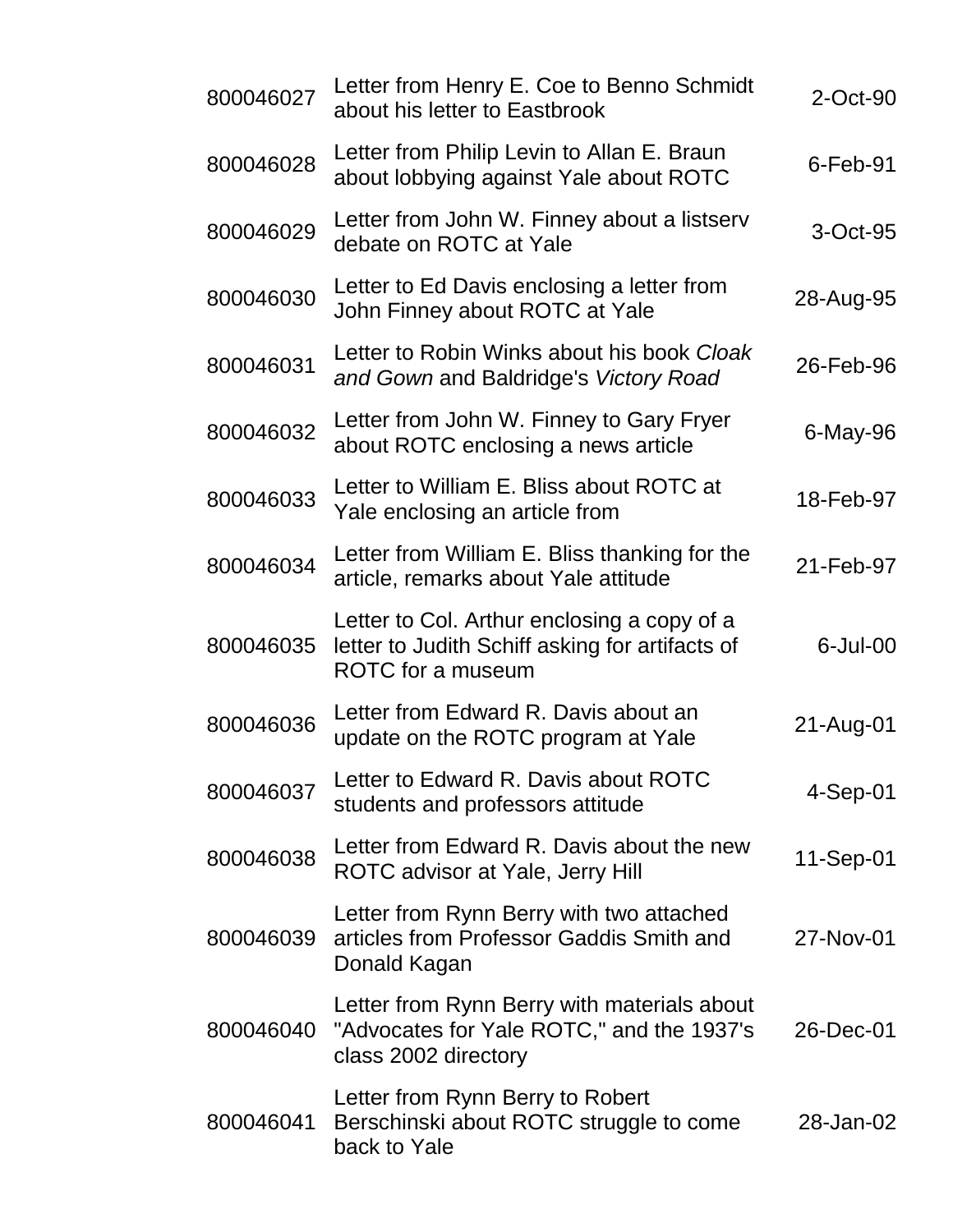| | | |
|---|---|---|
| 800046027 | Letter from Henry E. Coe to Benno Schmidt about his letter to Eastbrook | 2-Oct-90 |
| 800046028 | Letter from Philip Levin to Allan E. Braun about lobbying against Yale about ROTC | 6-Feb-91 |
| 800046029 | Letter from John W. Finney about a listserv debate on ROTC at Yale | 3-Oct-95 |
| 800046030 | Letter to Ed Davis enclosing a letter from John Finney about ROTC at Yale | 28-Aug-95 |
| 800046031 | Letter to Robin Winks about his book *Cloak and Gown* and Baldridge's *Victory Road* | 26-Feb-96 |
| 800046032 | Letter from John W. Finney to Gary Fryer about ROTC enclosing a news article | 6-May-96 |
| 800046033 | Letter to William E. Bliss about ROTC at Yale enclosing an article from | 18-Feb-97 |
| 800046034 | Letter from William E. Bliss thanking for the article, remarks about Yale attitude | 21-Feb-97 |
| 800046035 | Letter to Col. Arthur enclosing a copy of a letter to Judith Schiff asking for artifacts of ROTC for a museum | 6-Jul-00 |
| 800046036 | Letter from Edward R. Davis about an update on the ROTC program at Yale | 21-Aug-01 |
| 800046037 | Letter to Edward R. Davis about ROTC students and professors attitude | 4-Sep-01 |
| 800046038 | Letter from Edward R. Davis about the new ROTC advisor at Yale, Jerry Hill | 11-Sep-01 |
| 800046039 | Letter from Rynn Berry with two attached articles from Professor Gaddis Smith and Donald Kagan | 27-Nov-01 |
| 800046040 | Letter from Rynn Berry with materials about "Advocates for Yale ROTC," and the 1937's class 2002 directory | 26-Dec-01 |
| 800046041 | Letter from Rynn Berry to Robert Berschinski about ROTC struggle to come back to Yale | 28-Jan-02 |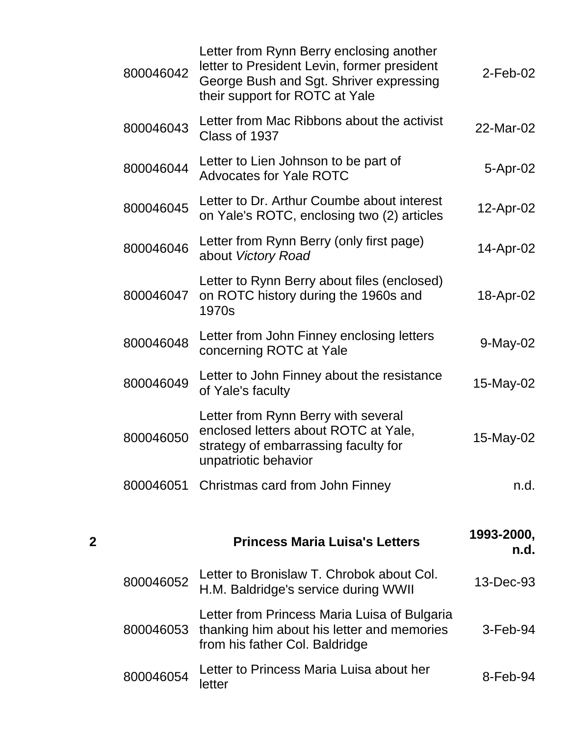| | | | |
|---|---|---|---|
| | 800046042 | Letter from Rynn Berry enclosing another letter to President Levin, former president George Bush and Sgt. Shriver expressing their support for ROTC at Yale | 2-Feb-02 |
| | 800046043 | Letter from Mac Ribbons about the activist Class of 1937 | 22-Mar-02 |
| | 800046044 | Letter to Lien Johnson to be part of Advocates for Yale ROTC | 5-Apr-02 |
| | 800046045 | Letter to Dr. Arthur Coumbe about interest on Yale's ROTC, enclosing two (2) articles | 12-Apr-02 |
| | 800046046 | Letter from Rynn Berry (only first page) about *Victory Road* | 14-Apr-02 |
| | 800046047 | Letter to Rynn Berry about files (enclosed) on ROTC history during the 1960s and 1970s | 18-Apr-02 |
| | 800046048 | Letter from John Finney enclosing letters concerning ROTC at Yale | 9-May-02 |
| | 800046049 | Letter to John Finney about the resistance of Yale's faculty | 15-May-02 |
| | 800046050 | Letter from Rynn Berry with several enclosed letters about ROTC at Yale, strategy of embarrassing faculty for unpatriotic behavior | 15-May-02 |
| | 800046051 | Christmas card from John Finney | n.d. |
| **2** | | **Princess Maria Luisa's Letters** | **1993-2000, n.d.** |
| | 800046052 | Letter to Bronislaw T. Chrobok about Col. H.M. Baldridge's service during WWII | 13-Dec-93 |
| | 800046053 | Letter from Princess Maria Luisa of Bulgaria thanking him about his letter and memories from his father Col. Baldridge | 3-Feb-94 |
| | 800046054 | Letter to Princess Maria Luisa about her letter | 8-Feb-94 |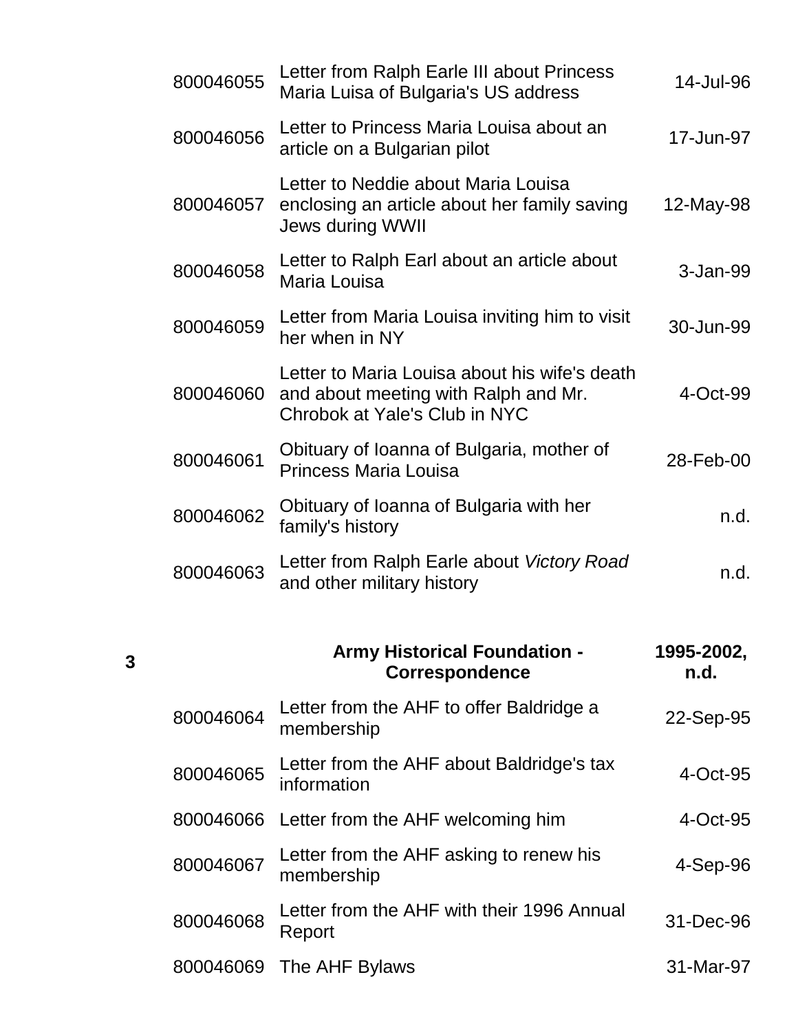| | | | |
|---|---|---|---|
| | 800046055 | Letter from Ralph Earle III about Princess Maria Luisa of Bulgaria's US address | 14-Jul-96 |
| | 800046056 | Letter to Princess Maria Louisa about an article on a Bulgarian pilot | 17-Jun-97 |
| | 800046057 | Letter to Neddie about Maria Louisa enclosing an article about her family saving Jews during WWII | 12-May-98 |
| | 800046058 | Letter to Ralph Earl about an article about Maria Louisa | 3-Jan-99 |
| | 800046059 | Letter from Maria Louisa inviting him to visit her when in NY | 30-Jun-99 |
| | 800046060 | Letter to Maria Louisa about his wife's death and about meeting with Ralph and Mr. Chrobok at Yale's Club in NYC | 4-Oct-99 |
| | 800046061 | Obituary of Ioanna of Bulgaria, mother of Princess Maria Louisa | 28-Feb-00 |
| | 800046062 | Obituary of Ioanna of Bulgaria with her family's history | n.d. |
| | 800046063 | Letter from Ralph Earle about *Victory Road* and other military history | n.d. |
| **3** | | **Army Historical Foundation - Correspondence** | **1995-2002, n.d.** |
| | 800046064 | Letter from the AHF to offer Baldridge a membership | 22-Sep-95 |
| | 800046065 | Letter from the AHF about Baldridge's tax information | 4-Oct-95 |
| | 800046066 | Letter from the AHF welcoming him | 4-Oct-95 |
| | 800046067 | Letter from the AHF asking to renew his membership | 4-Sep-96 |
| | 800046068 | Letter from the AHF with their 1996 Annual Report | 31-Dec-96 |
| | 800046069 | The AHF Bylaws | 31-Mar-97 |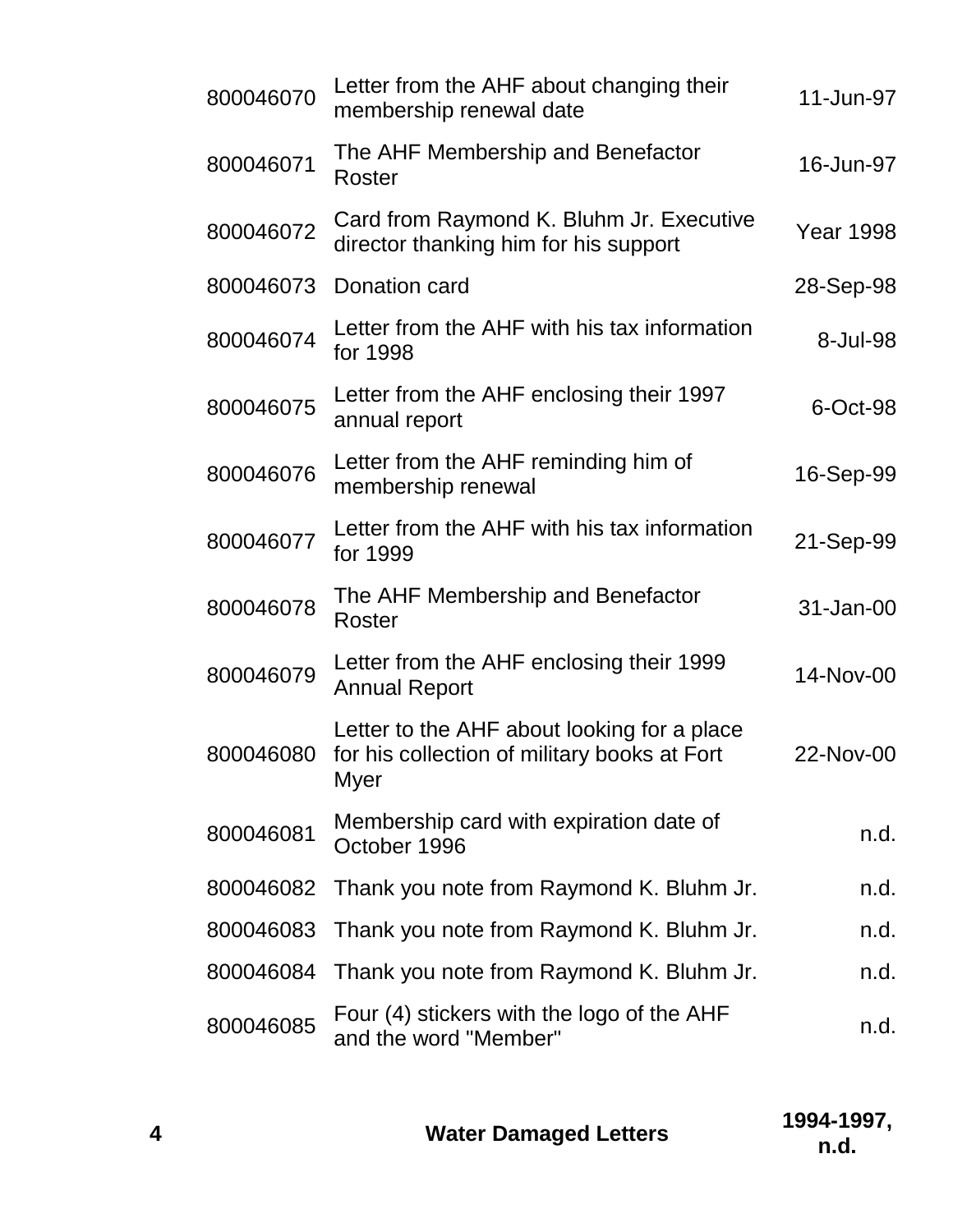| | | |
|---|---|---|
| 800046070 | Letter from the AHF about changing their membership renewal date | 11-Jun-97 |
| 800046071 | The AHF Membership and Benefactor Roster | 16-Jun-97 |
| 800046072 | Card from Raymond K. Bluhm Jr. Executive director thanking him for his support | Year 1998 |
| 800046073 | Donation card | 28-Sep-98 |
| 800046074 | Letter from the AHF with his tax information for 1998 | 8-Jul-98 |
| 800046075 | Letter from the AHF enclosing their 1997 annual report | 6-Oct-98 |
| 800046076 | Letter from the AHF reminding him of membership renewal | 16-Sep-99 |
| 800046077 | Letter from the AHF with his tax information for 1999 | 21-Sep-99 |
| 800046078 | The AHF Membership and Benefactor Roster | 31-Jan-00 |
| 800046079 | Letter from the AHF enclosing their 1999 Annual Report | 14-Nov-00 |
| 800046080 | Letter to the AHF about looking for a place for his collection of military books at Fort Myer | 22-Nov-00 |
| 800046081 | Membership card with expiration date of October 1996 | n.d. |
| 800046082 | Thank you note from Raymond K. Bluhm Jr. | n.d. |
| 800046083 | Thank you note from Raymond K. Bluhm Jr. | n.d. |
| 800046084 | Thank you note from Raymond K. Bluhm Jr. | n.d. |
| 800046085 | Four (4) stickers with the logo of the AHF and the word "Member" | n.d. |

| | | |
|---|---|---|
| **4** | **Water Damaged Letters** | **1994-1997, n.d.** |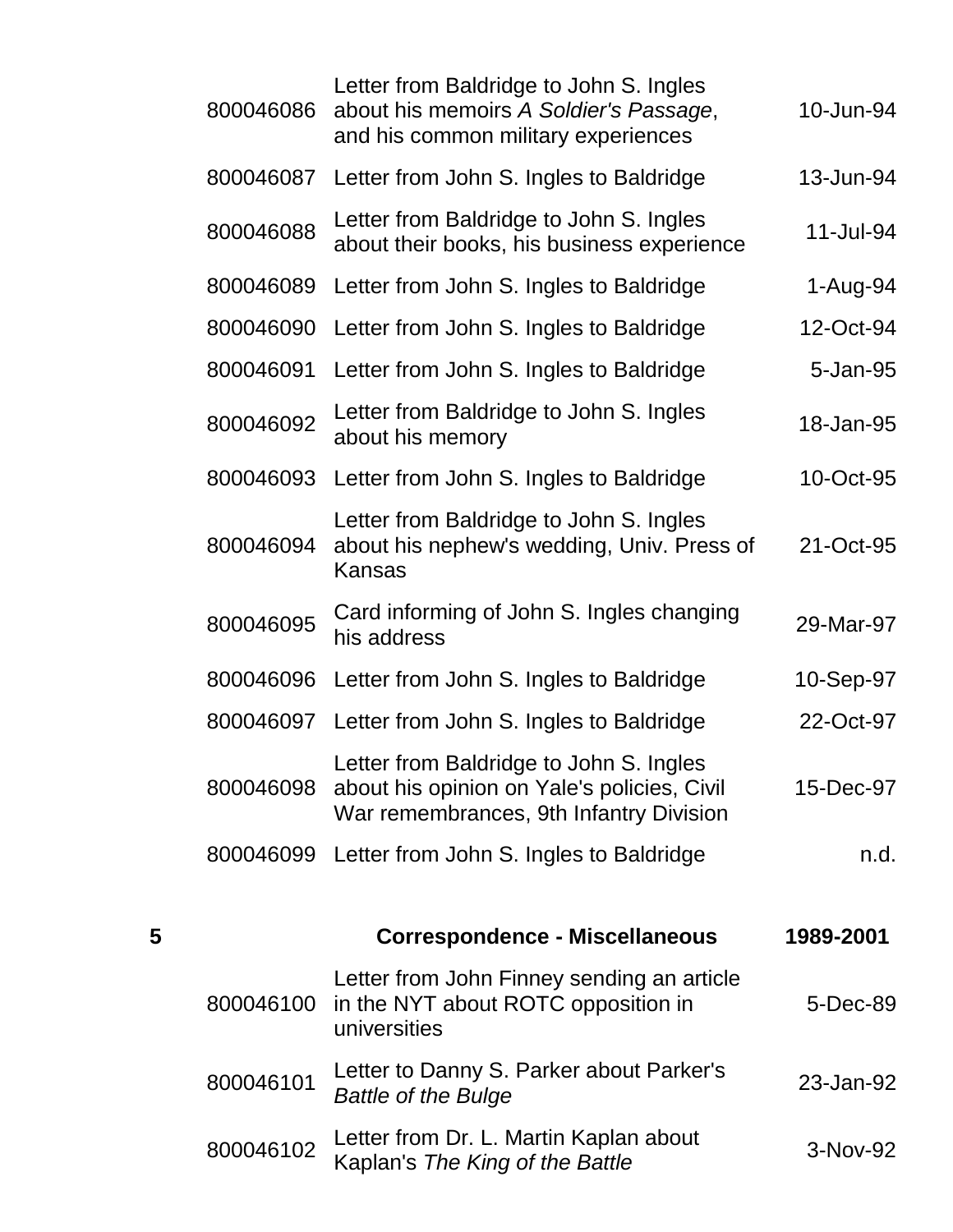| | | | |
|---|---|---|---|
| | 800046086 | Letter from Baldridge to John S. Ingles about his memoirs *A Soldier's Passage*, and his common military experiences | 10-Jun-94 |
| | 800046087 | Letter from John S. Ingles to Baldridge | 13-Jun-94 |
| | 800046088 | Letter from Baldridge to John S. Ingles about their books, his business experience | 11-Jul-94 |
| | 800046089 | Letter from John S. Ingles to Baldridge | 1-Aug-94 |
| | 800046090 | Letter from John S. Ingles to Baldridge | 12-Oct-94 |
| | 800046091 | Letter from John S. Ingles to Baldridge | 5-Jan-95 |
| | 800046092 | Letter from Baldridge to John S. Ingles about his memory | 18-Jan-95 |
| | 800046093 | Letter from John S. Ingles to Baldridge | 10-Oct-95 |
| | 800046094 | Letter from Baldridge to John S. Ingles about his nephew's wedding, Univ. Press of Kansas | 21-Oct-95 |
| | 800046095 | Card informing of John S. Ingles changing his address | 29-Mar-97 |
| | 800046096 | Letter from John S. Ingles to Baldridge | 10-Sep-97 |
| | 800046097 | Letter from John S. Ingles to Baldridge | 22-Oct-97 |
| | 800046098 | Letter from Baldridge to John S. Ingles about his opinion on Yale's policies, Civil War remembrances, 9th Infantry Division | 15-Dec-97 |
| | 800046099 | Letter from John S. Ingles to Baldridge | n.d. |
| **5** | | **Correspondence - Miscellaneous** | **1989-2001** |
| | 800046100 | Letter from John Finney sending an article in the NYT about ROTC opposition in universities | 5-Dec-89 |
| | 800046101 | Letter to Danny S. Parker about Parker's *Battle of the Bulge* | 23-Jan-92 |
| | 800046102 | Letter from Dr. L. Martin Kaplan about Kaplan's *The King of the Battle* | 3-Nov-92 |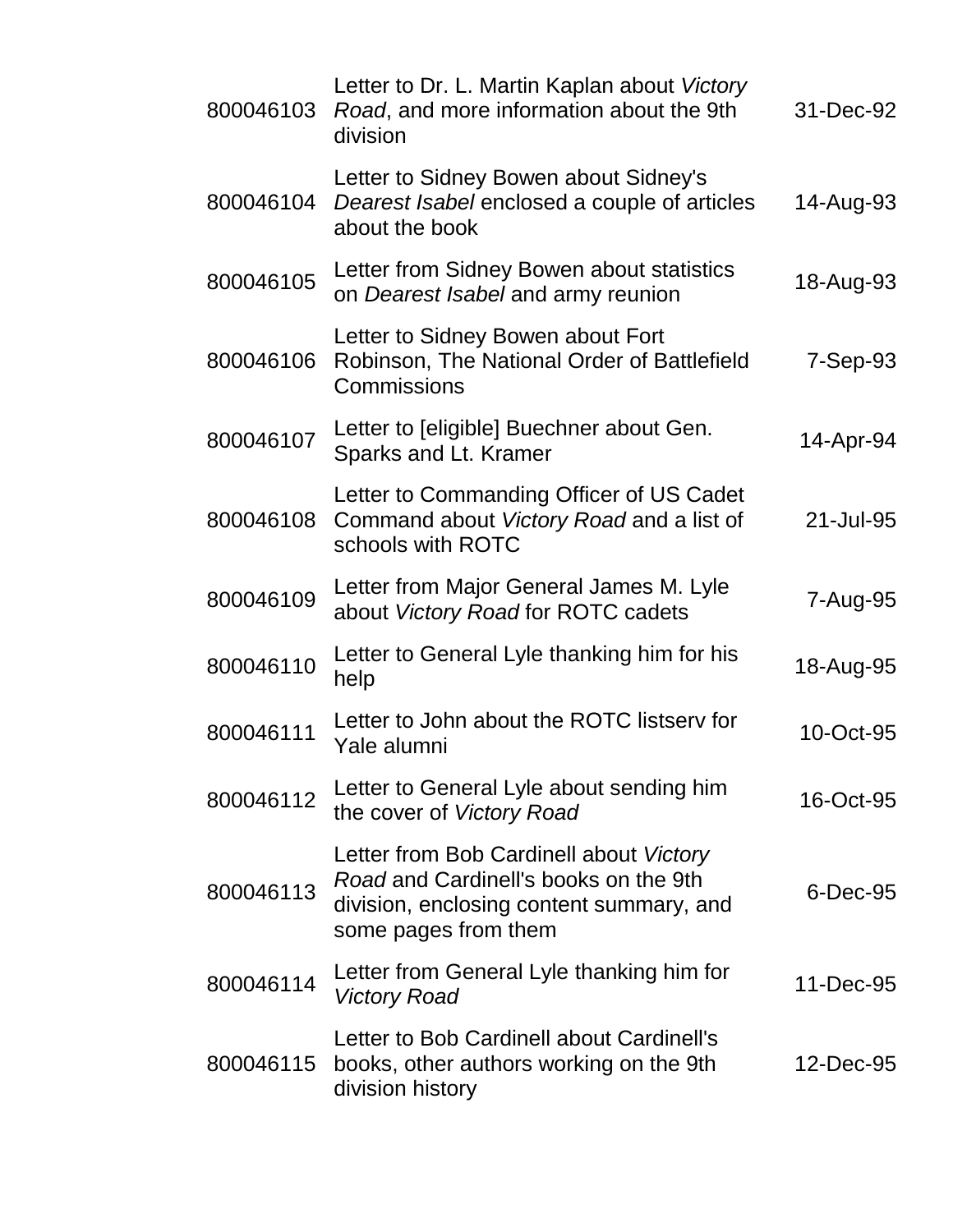| | | |
|---|---|---|
| 800046103 | Letter to Dr. L. Martin Kaplan about *Victory Road*, and more information about the 9th division | 31-Dec-92 |
| 800046104 | Letter to Sidney Bowen about Sidney's *Dearest Isabel* enclosed a couple of articles about the book | 14-Aug-93 |
| 800046105 | Letter from Sidney Bowen about statistics on *Dearest Isabel* and army reunion | 18-Aug-93 |
| 800046106 | Letter to Sidney Bowen about Fort Robinson, The National Order of Battlefield Commissions | 7-Sep-93 |
| 800046107 | Letter to [eligible] Buechner about Gen. Sparks and Lt. Kramer | 14-Apr-94 |
| 800046108 | Letter to Commanding Officer of US Cadet Command about *Victory Road* and a list of schools with ROTC | 21-Jul-95 |
| 800046109 | Letter from Major General James M. Lyle about *Victory Road* for ROTC cadets | 7-Aug-95 |
| 800046110 | Letter to General Lyle thanking him for his help | 18-Aug-95 |
| 800046111 | Letter to John about the ROTC listserv for Yale alumni | 10-Oct-95 |
| 800046112 | Letter to General Lyle about sending him the cover of *Victory Road* | 16-Oct-95 |
| 800046113 | Letter from Bob Cardinell about *Victory Road* and Cardinell's books on the 9th division, enclosing content summary, and some pages from them | 6-Dec-95 |
| 800046114 | Letter from General Lyle thanking him for *Victory Road* | 11-Dec-95 |
| 800046115 | Letter to Bob Cardinell about Cardinell's books, other authors working on the 9th division history | 12-Dec-95 |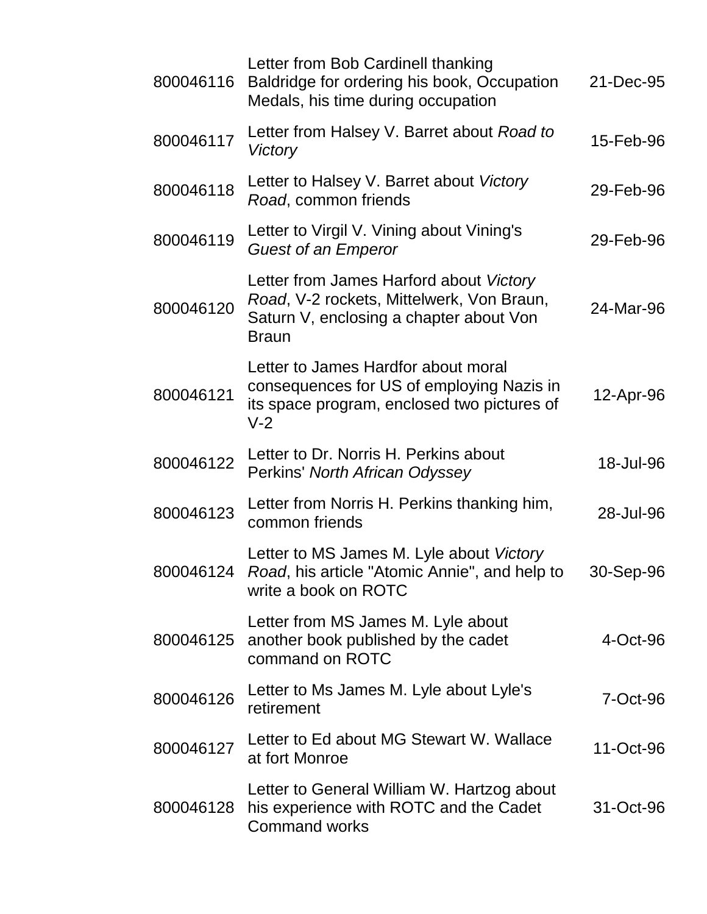| | | |
|---|---|---|
| 800046116 | Letter from Bob Cardinell thanking Baldridge for ordering his book, Occupation Medals, his time during occupation | 21-Dec-95 |
| 800046117 | Letter from Halsey V. Barret about *Road to Victory* | 15-Feb-96 |
| 800046118 | Letter to Halsey V. Barret about *Victory Road*, common friends | 29-Feb-96 |
| 800046119 | Letter to Virgil V. Vining about Vining's *Guest of an Emperor* | 29-Feb-96 |
| 800046120 | Letter from James Harford about *Victory Road*, V-2 rockets, Mittelwerk, Von Braun, Saturn V, enclosing a chapter about Von Braun | 24-Mar-96 |
| 800046121 | Letter to James Hardfor about moral consequences for US of employing Nazis in its space program, enclosed two pictures of V-2 | 12-Apr-96 |
| 800046122 | Letter to Dr. Norris H. Perkins about Perkins' *North African Odyssey* | 18-Jul-96 |
| 800046123 | Letter from Norris H. Perkins thanking him, common friends | 28-Jul-96 |
| 800046124 | Letter to MS James M. Lyle about *Victory Road*, his article "Atomic Annie", and help to write a book on ROTC | 30-Sep-96 |
| 800046125 | Letter from MS James M. Lyle about another book published by the cadet command on ROTC | 4-Oct-96 |
| 800046126 | Letter to Ms James M. Lyle about Lyle's retirement | 7-Oct-96 |
| 800046127 | Letter to Ed about MG Stewart W. Wallace at fort Monroe | 11-Oct-96 |
| 800046128 | Letter to General William W. Hartzog about his experience with ROTC and the Cadet Command works | 31-Oct-96 |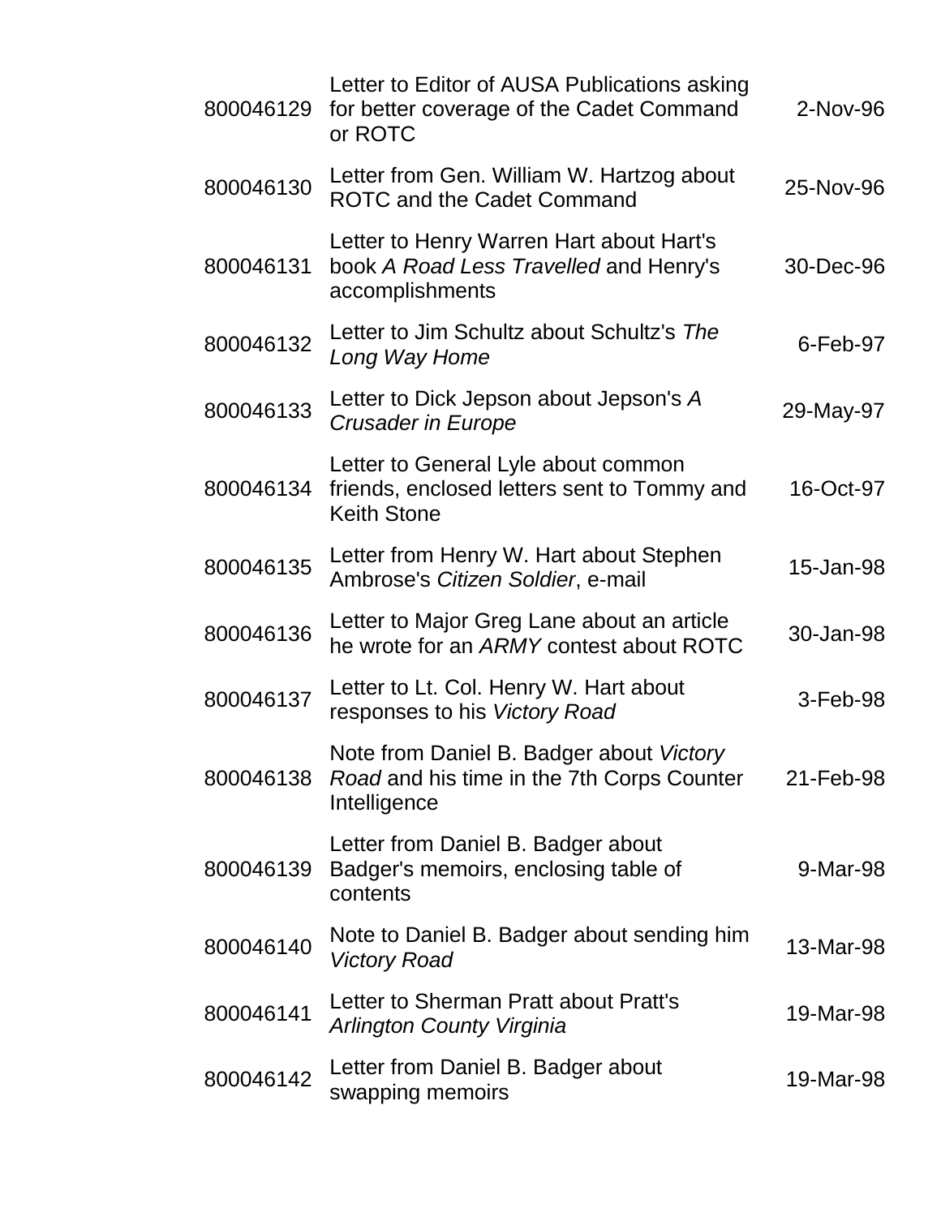| | | |
|---|---|---|
| 800046129 | Letter to Editor of AUSA Publications asking for better coverage of the Cadet Command or ROTC | 2-Nov-96 |
| 800046130 | Letter from Gen. William W. Hartzog about ROTC and the Cadet Command | 25-Nov-96 |
| 800046131 | Letter to Henry Warren Hart about Hart's book *A Road Less Travelled* and Henry's accomplishments | 30-Dec-96 |
| 800046132 | Letter to Jim Schultz about Schultz's *The Long Way Home* | 6-Feb-97 |
| 800046133 | Letter to Dick Jepson about Jepson's *A Crusader in Europe* | 29-May-97 |
| 800046134 | Letter to General Lyle about common friends, enclosed letters sent to Tommy and Keith Stone | 16-Oct-97 |
| 800046135 | Letter from Henry W. Hart about Stephen Ambrose's *Citizen Soldier*, e-mail | 15-Jan-98 |
| 800046136 | Letter to Major Greg Lane about an article he wrote for an *ARMY* contest about ROTC | 30-Jan-98 |
| 800046137 | Letter to Lt. Col. Henry W. Hart about responses to his *Victory Road* | 3-Feb-98 |
| 800046138 | Note from Daniel B. Badger about *Victory Road* and his time in the 7th Corps Counter Intelligence | 21-Feb-98 |
| 800046139 | Letter from Daniel B. Badger about Badger's memoirs, enclosing table of contents | 9-Mar-98 |
| 800046140 | Note to Daniel B. Badger about sending him *Victory Road* | 13-Mar-98 |
| 800046141 | Letter to Sherman Pratt about Pratt's *Arlington County Virginia* | 19-Mar-98 |
| 800046142 | Letter from Daniel B. Badger about swapping memoirs | 19-Mar-98 |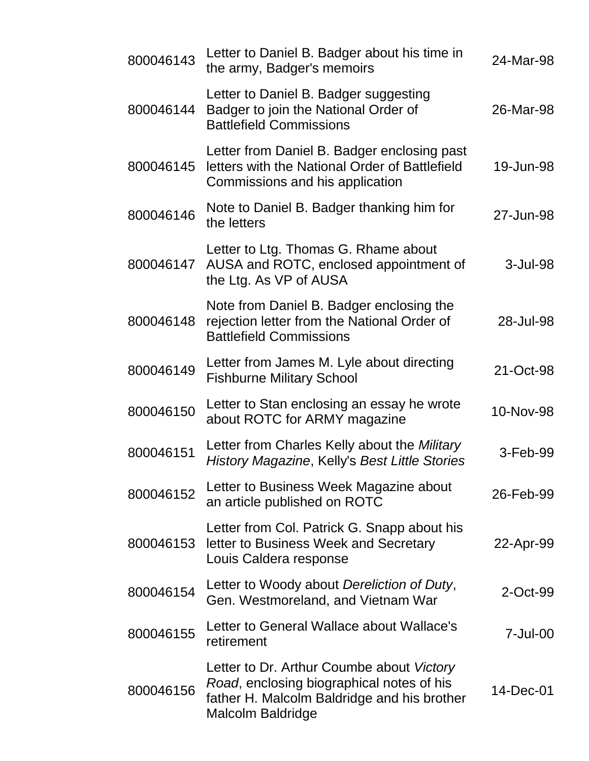| | | |
|---|---|---|
| 800046143 | Letter to Daniel B. Badger about his time in the army, Badger's memoirs | 24-Mar-98 |
| 800046144 | Letter to Daniel B. Badger suggesting Badger to join the National Order of Battlefield Commissions | 26-Mar-98 |
| 800046145 | Letter from Daniel B. Badger enclosing past letters with the National Order of Battlefield Commissions and his application | 19-Jun-98 |
| 800046146 | Note to Daniel B. Badger thanking him for the letters | 27-Jun-98 |
| 800046147 | Letter to Ltg. Thomas G. Rhame about AUSA and ROTC, enclosed appointment of the Ltg. As VP of AUSA | 3-Jul-98 |
| 800046148 | Note from Daniel B. Badger enclosing the rejection letter from the National Order of Battlefield Commissions | 28-Jul-98 |
| 800046149 | Letter from James M. Lyle about directing Fishburne Military School | 21-Oct-98 |
| 800046150 | Letter to Stan enclosing an essay he wrote about ROTC for ARMY magazine | 10-Nov-98 |
| 800046151 | Letter from Charles Kelly about the *Military History Magazine*, Kelly's *Best Little Stories* | 3-Feb-99 |
| 800046152 | Letter to Business Week Magazine about an article published on ROTC | 26-Feb-99 |
| 800046153 | Letter from Col. Patrick G. Snapp about his letter to Business Week and Secretary Louis Caldera response | 22-Apr-99 |
| 800046154 | Letter to Woody about *Dereliction of Duty*, Gen. Westmoreland, and Vietnam War | 2-Oct-99 |
| 800046155 | Letter to General Wallace about Wallace's retirement | 7-Jul-00 |
| 800046156 | Letter to Dr. Arthur Coumbe about *Victory Road*, enclosing biographical notes of his father H. Malcolm Baldridge and his brother Malcolm Baldridge | 14-Dec-01 |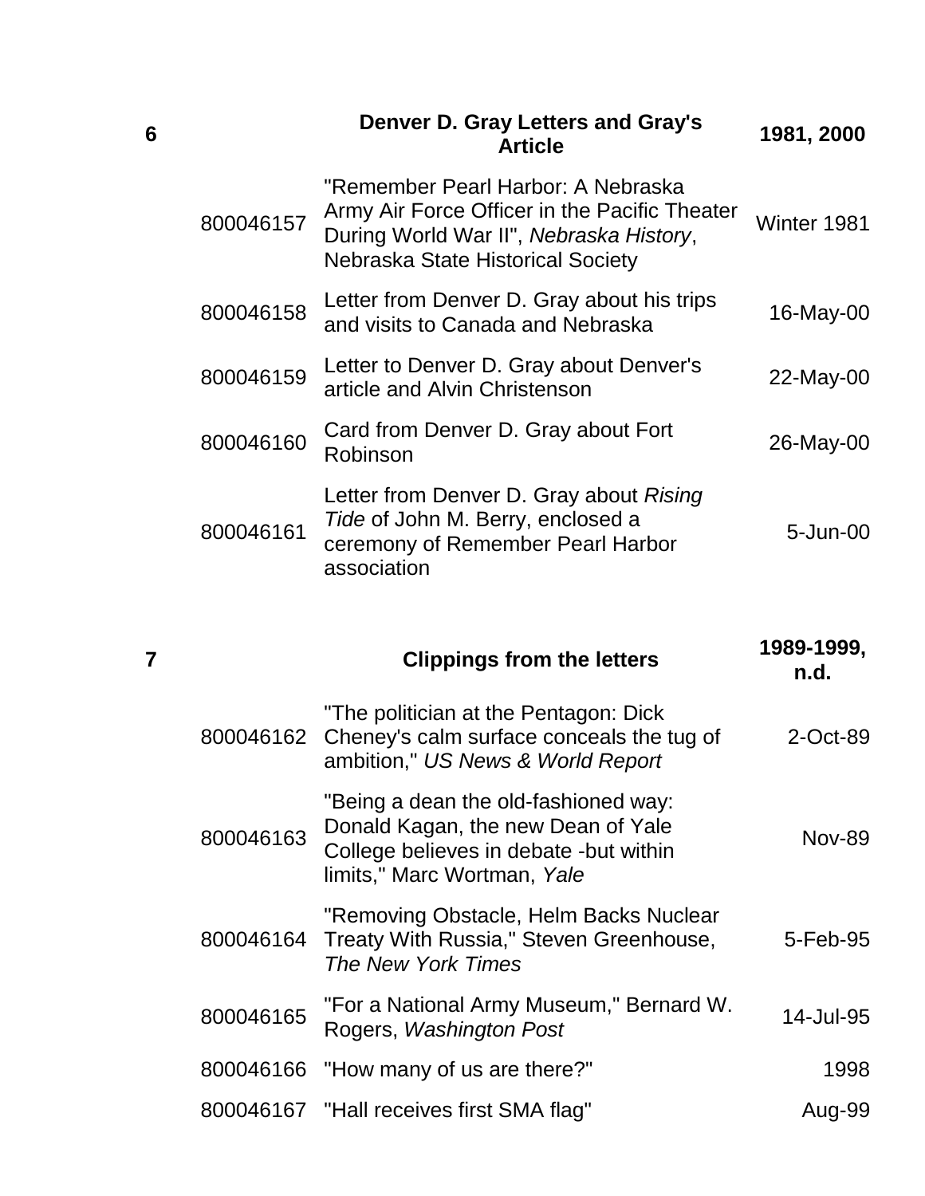| Box | ID | Description | Date |
|---|---|---|---|
| **6** | | **Denver D. Gray Letters and Gray's Article** | **1981, 2000** |
| | 800046157 | "Remember Pearl Harbor: A Nebraska Army Air Force Officer in the Pacific Theater During World War II", *Nebraska History*, Nebraska State Historical Society | Winter 1981 |
| | 800046158 | Letter from Denver D. Gray about his trips and visits to Canada and Nebraska | 16-May-00 |
| | 800046159 | Letter to Denver D. Gray about Denver's article and Alvin Christenson | 22-May-00 |
| | 800046160 | Card from Denver D. Gray about Fort Robinson | 26-May-00 |
| | 800046161 | Letter from Denver D. Gray about *Rising Tide* of John M. Berry, enclosed a ceremony of Remember Pearl Harbor association | 5-Jun-00 |
| **7** | | **Clippings from the letters** | **1989-1999, n.d.** |
| | 800046162 | "The politician at the Pentagon: Dick Cheney's calm surface conceals the tug of ambition," *US News & World Report* | 2-Oct-89 |
| | 800046163 | "Being a dean the old-fashioned way: Donald Kagan, the new Dean of Yale College believes in debate -but within limits," Marc Wortman, *Yale* | Nov-89 |
| | 800046164 | "Removing Obstacle, Helm Backs Nuclear Treaty With Russia," Steven Greenhouse, *The New York Times* | 5-Feb-95 |
| | 800046165 | "For a National Army Museum," Bernard W. Rogers, *Washington Post* | 14-Jul-95 |
| | 800046166 | "How many of us are there?" | 1998 |
| | 800046167 | "Hall receives first SMA flag" | Aug-99 |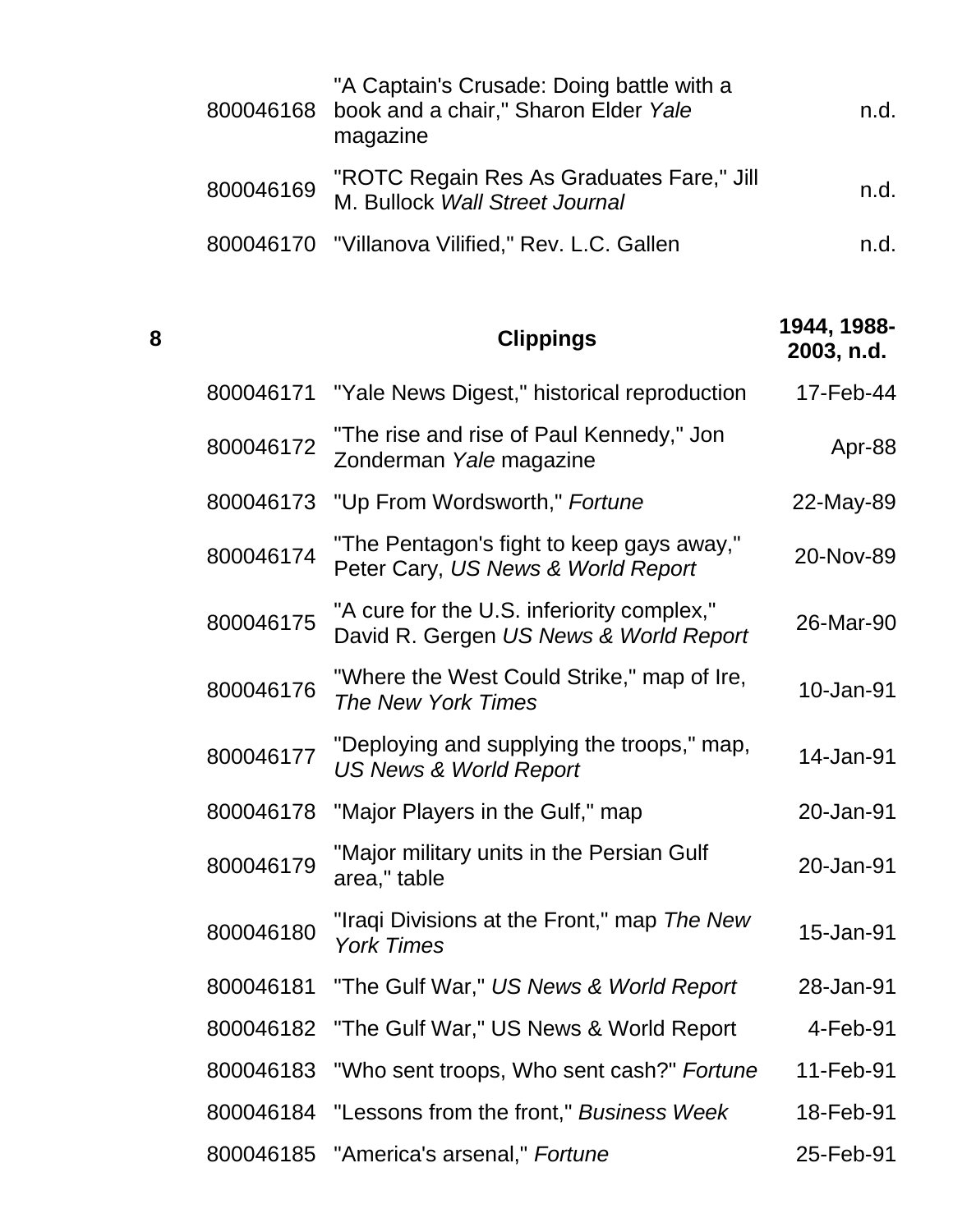| | | | |
|---|---|---|---|
| | 800046168 | "A Captain's Crusade: Doing battle with a book and a chair," Sharon Elder *Yale* magazine | n.d. |
| | 800046169 | "ROTC Regain Res As Graduates Fare," Jill M. Bullock *Wall Street Journal* | n.d. |
| | 800046170 | "Villanova Vilified," Rev. L.C. Gallen | n.d. |
| **8** | | **Clippings** | **1944, 1988-2003, n.d.** |
| | 800046171 | "Yale News Digest," historical reproduction | 17-Feb-44 |
| | 800046172 | "The rise and rise of Paul Kennedy," Jon Zonderman *Yale* magazine | Apr-88 |
| | 800046173 | "Up From Wordsworth," *Fortune* | 22-May-89 |
| | 800046174 | "The Pentagon's fight to keep gays away," Peter Cary, *US News & World Report* | 20-Nov-89 |
| | 800046175 | "A cure for the U.S. inferiority complex," David R. Gergen *US News & World Report* | 26-Mar-90 |
| | 800046176 | "Where the West Could Strike," map of Ire, *The New York Times* | 10-Jan-91 |
| | 800046177 | "Deploying and supplying the troops," map, *US News & World Report* | 14-Jan-91 |
| | 800046178 | "Major Players in the Gulf," map | 20-Jan-91 |
| | 800046179 | "Major military units in the Persian Gulf area," table | 20-Jan-91 |
| | 800046180 | "Iraqi Divisions at the Front," map *The New York Times* | 15-Jan-91 |
| | 800046181 | "The Gulf War," *US News & World Report* | 28-Jan-91 |
| | 800046182 | "The Gulf War," US News & World Report | 4-Feb-91 |
| | 800046183 | "Who sent troops, Who sent cash?" *Fortune* | 11-Feb-91 |
| | 800046184 | "Lessons from the front," *Business Week* | 18-Feb-91 |
| | 800046185 | "America's arsenal," *Fortune* | 25-Feb-91 |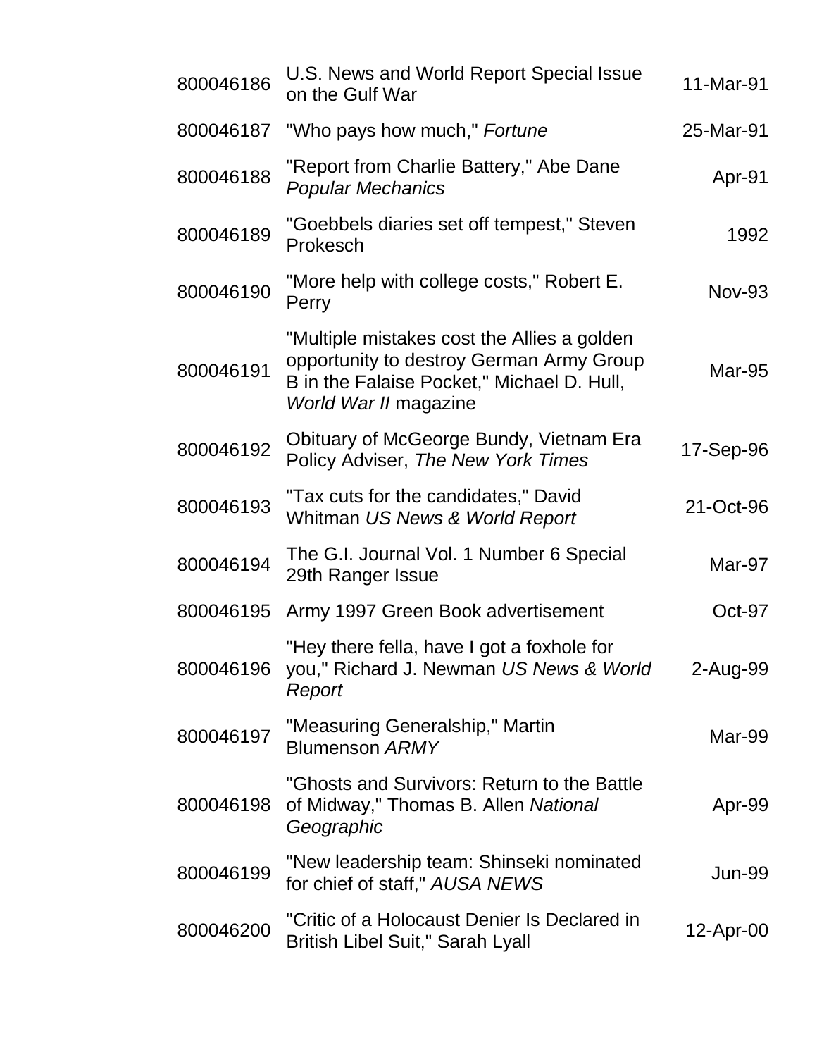| | | |
|---|---|---|
| 800046186 | U.S. News and World Report Special Issue on the Gulf War | 11-Mar-91 |
| 800046187 | "Who pays how much," *Fortune* | 25-Mar-91 |
| 800046188 | "Report from Charlie Battery," Abe Dane *Popular Mechanics* | Apr-91 |
| 800046189 | "Goebbels diaries set off tempest," Steven Prokesch | 1992 |
| 800046190 | "More help with college costs," Robert E. Perry | Nov-93 |
| 800046191 | "Multiple mistakes cost the Allies a golden opportunity to destroy German Army Group B in the Falaise Pocket," Michael D. Hull, *World War II* magazine | Mar-95 |
| 800046192 | Obituary of McGeorge Bundy, Vietnam Era Policy Adviser, *The New York Times* | 17-Sep-96 |
| 800046193 | "Tax cuts for the candidates," David Whitman *US News & World Report* | 21-Oct-96 |
| 800046194 | The G.I. Journal Vol. 1 Number 6 Special 29th Ranger Issue | Mar-97 |
| 800046195 | Army 1997 Green Book advertisement | Oct-97 |
| 800046196 | "Hey there fella, have I got a foxhole for you," Richard J. Newman *US News & World Report* | 2-Aug-99 |
| 800046197 | "Measuring Generalship," Martin Blumenson *ARMY* | Mar-99 |
| 800046198 | "Ghosts and Survivors: Return to the Battle of Midway," Thomas B. Allen *National Geographic* | Apr-99 |
| 800046199 | "New leadership team: Shinseki nominated for chief of staff," *AUSA NEWS* | Jun-99 |
| 800046200 | "Critic of a Holocaust Denier Is Declared in British Libel Suit," Sarah Lyall | 12-Apr-00 |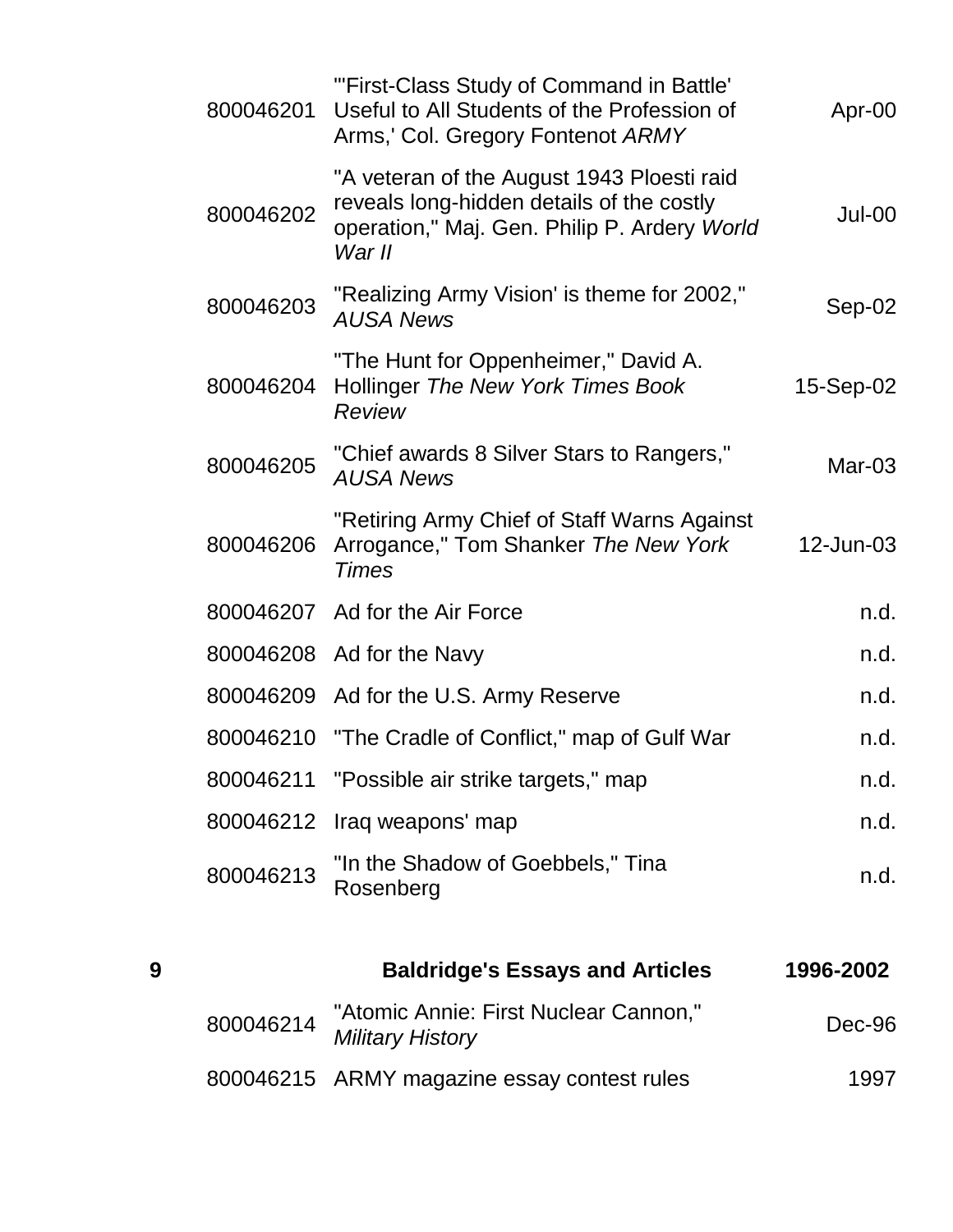| | | | |
|---|---|---|---|
| | 800046201 | "'First-Class Study of Command in Battle' Useful to All Students of the Profession of Arms,' Col. Gregory Fontenot *ARMY* | Apr-00 |
| | 800046202 | "A veteran of the August 1943 Ploesti raid reveals long-hidden details of the costly operation," Maj. Gen. Philip P. Ardery *World War II* | Jul-00 |
| | 800046203 | "Realizing Army Vision' is theme for 2002," *AUSA News* | Sep-02 |
| | 800046204 | "The Hunt for Oppenheimer," David A. Hollinger *The New York Times Book Review* | 15-Sep-02 |
| | 800046205 | "Chief awards 8 Silver Stars to Rangers," *AUSA News* | Mar-03 |
| | 800046206 | "Retiring Army Chief of Staff Warns Against Arrogance," Tom Shanker *The New York Times* | 12-Jun-03 |
| | 800046207 | Ad for the Air Force | n.d. |
| | 800046208 | Ad for the Navy | n.d. |
| | 800046209 | Ad for the U.S. Army Reserve | n.d. |
| | 800046210 | "The Cradle of Conflict," map of Gulf War | n.d. |
| | 800046211 | "Possible air strike targets," map | n.d. |
| | 800046212 | Iraq weapons' map | n.d. |
| | 800046213 | "In the Shadow of Goebbels," Tina Rosenberg | n.d. |
| **9** | | **Baldridge's Essays and Articles** | **1996-2002** |
| | 800046214 | "Atomic Annie: First Nuclear Cannon," *Military History* | Dec-96 |
| | 800046215 | ARMY magazine essay contest rules | 1997 |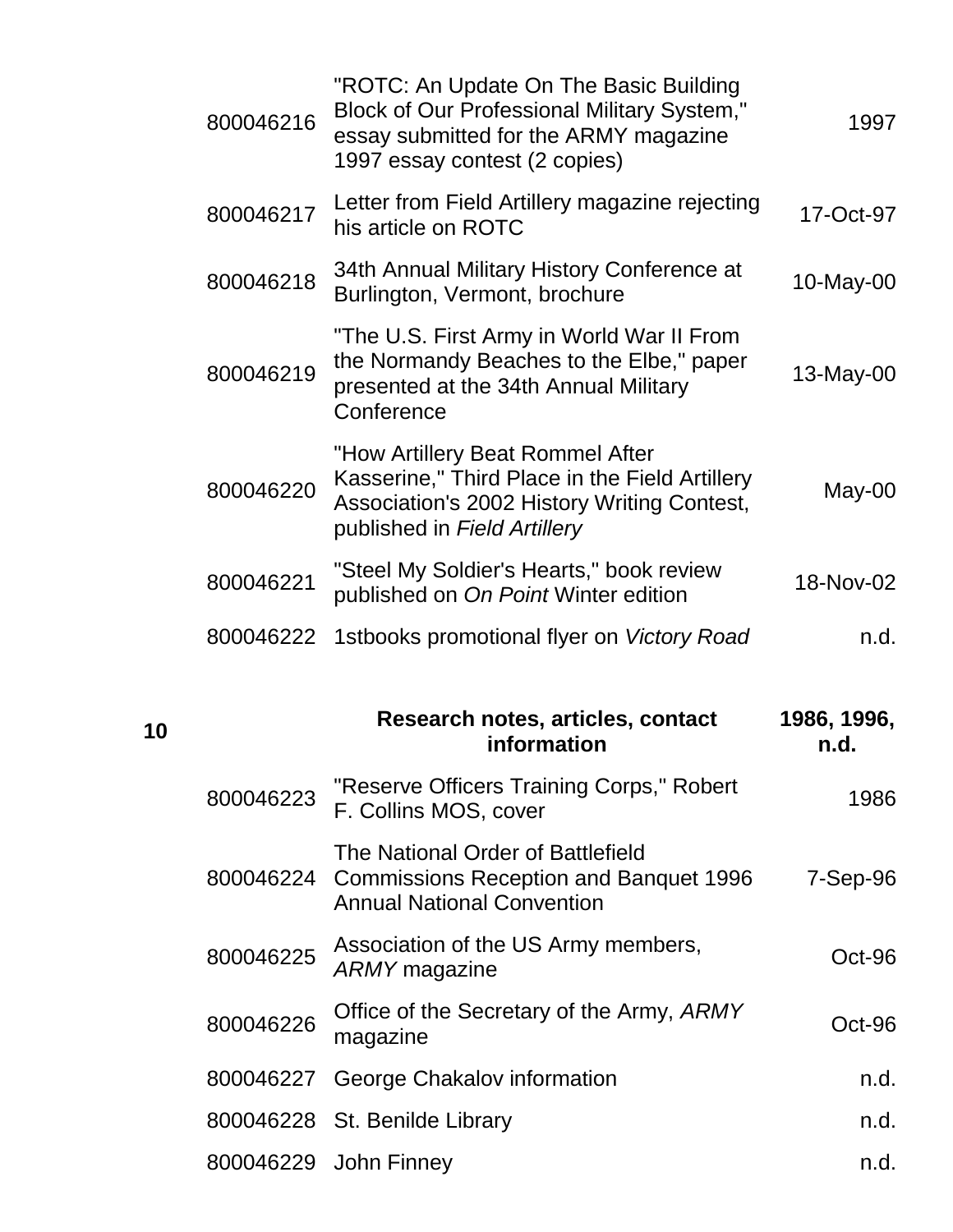| Box | Item ID | Description | Date |
|---|---|---|---|
| | 800046216 | "ROTC: An Update On The Basic Building Block of Our Professional Military System," essay submitted for the ARMY magazine 1997 essay contest (2 copies) | 1997 |
| | 800046217 | Letter from Field Artillery magazine rejecting his article on ROTC | 17-Oct-97 |
| | 800046218 | 34th Annual Military History Conference at Burlington, Vermont, brochure | 10-May-00 |
| | 800046219 | "The U.S. First Army in World War II From the Normandy Beaches to the Elbe," paper presented at the 34th Annual Military Conference | 13-May-00 |
| | 800046220 | "How Artillery Beat Rommel After Kasserine," Third Place in the Field Artillery Association's 2002 History Writing Contest, published in *Field Artillery* | May-00 |
| | 800046221 | "Steel My Soldier's Hearts," book review published on *On Point* Winter edition | 18-Nov-02 |
| | 800046222 | 1stbooks promotional flyer on *Victory Road* | n.d. |
| **10** | | **Research notes, articles, contact information** | **1986, 1996, n.d.** |
| | 800046223 | "Reserve Officers Training Corps," Robert F. Collins MOS, cover | 1986 |
| | 800046224 | The National Order of Battlefield Commissions Reception and Banquet 1996 Annual National Convention | 7-Sep-96 |
| | 800046225 | Association of the US Army members, *ARMY* magazine | Oct-96 |
| | 800046226 | Office of the Secretary of the Army, *ARMY* magazine | Oct-96 |
| | 800046227 | George Chakalov information | n.d. |
| | 800046228 | St. Benilde Library | n.d. |
| | 800046229 | John Finney | n.d. |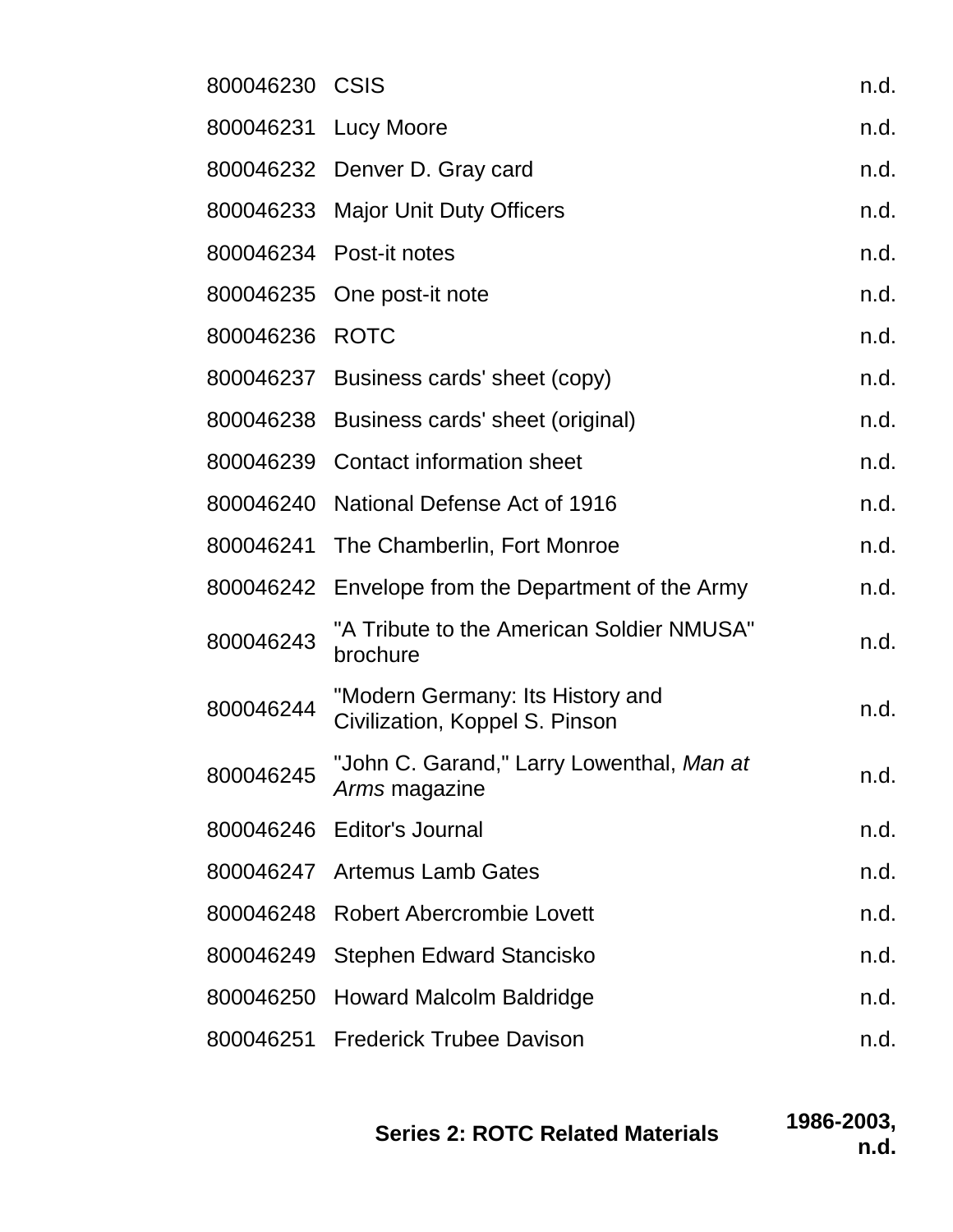| | | |
|---|---|---|
| 800046230 | CSIS | n.d. |
| 800046231 | Lucy Moore | n.d. |
| 800046232 | Denver D. Gray card | n.d. |
| 800046233 | Major Unit Duty Officers | n.d. |
| 800046234 | Post-it notes | n.d. |
| 800046235 | One post-it note | n.d. |
| 800046236 | ROTC | n.d. |
| 800046237 | Business cards' sheet (copy) | n.d. |
| 800046238 | Business cards' sheet (original) | n.d. |
| 800046239 | Contact information sheet | n.d. |
| 800046240 | National Defense Act of 1916 | n.d. |
| 800046241 | The Chamberlin, Fort Monroe | n.d. |
| 800046242 | Envelope from the Department of the Army | n.d. |
| 800046243 | "A Tribute to the American Soldier NMUSA" brochure | n.d. |
| 800046244 | "Modern Germany: Its History and Civilization, Koppel S. Pinson | n.d. |
| 800046245 | "John C. Garand," Larry Lowenthal, *Man at Arms* magazine | n.d. |
| 800046246 | Editor's Journal | n.d. |
| 800046247 | Artemus Lamb Gates | n.d. |
| 800046248 | Robert Abercrombie Lovett | n.d. |
| 800046249 | Stephen Edward Stancisko | n.d. |
| 800046250 | Howard Malcolm Baldridge | n.d. |
| 800046251 | Frederick Trubee Davison | n.d. |

**Series 2: ROTC Related Materials** **1986-2003, n.d.**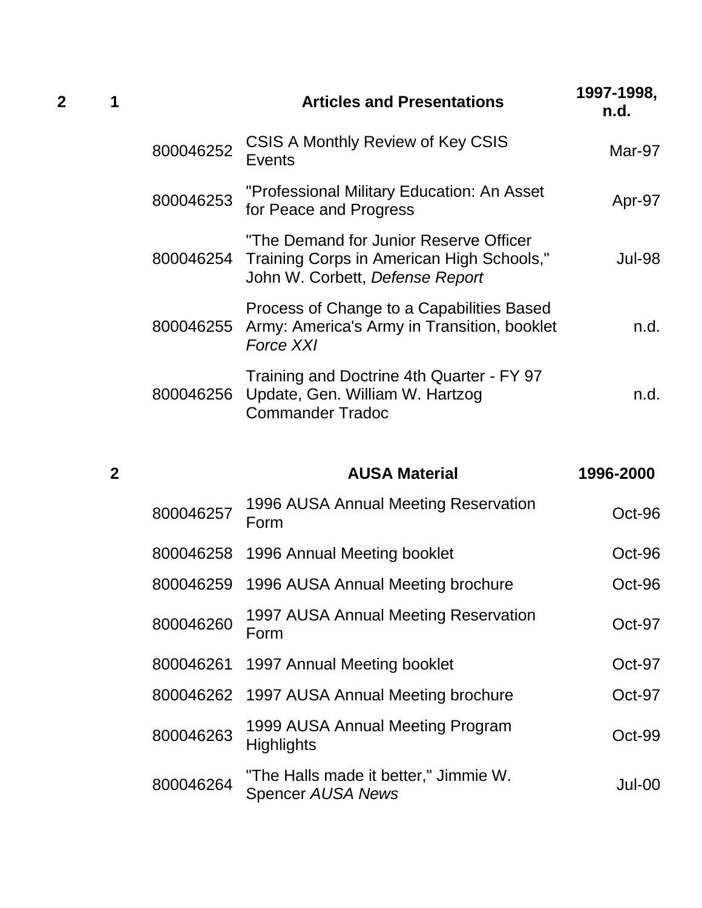| Box | Folder | ID | Title | Date |
|---|---|---|---|---|
| 2 | 1 | | **Articles and Presentations** | **1997-1998, n.d.** |
| | | 800046252 | CSIS A Monthly Review of Key CSIS Events | Mar-97 |
| | | 800046253 | "Professional Military Education: An Asset for Peace and Progress | Apr-97 |
| | | 800046254 | "The Demand for Junior Reserve Officer Training Corps in American High Schools," John W. Corbett, *Defense Report* | Jul-98 |
| | | 800046255 | Process of Change to a Capabilities Based Army: America's Army in Transition, booklet *Force XXI* | n.d. |
| | | 800046256 | Training and Doctrine 4th Quarter - FY 97 Update, Gen. William W. Hartzog Commander Tradoc | n.d. |
| | 2 | | **AUSA Material** | **1996-2000** |
| | | 800046257 | 1996 AUSA Annual Meeting Reservation Form | Oct-96 |
| | | 800046258 | 1996 Annual Meeting booklet | Oct-96 |
| | | 800046259 | 1996 AUSA Annual Meeting brochure | Oct-96 |
| | | 800046260 | 1997 AUSA Annual Meeting Reservation Form | Oct-97 |
| | | 800046261 | 1997 Annual Meeting booklet | Oct-97 |
| | | 800046262 | 1997 AUSA Annual Meeting brochure | Oct-97 |
| | | 800046263 | 1999 AUSA Annual Meeting Program Highlights | Oct-99 |
| | | 800046264 | "The Halls made it better," Jimmie W. Spencer *AUSA News* | Jul-00 |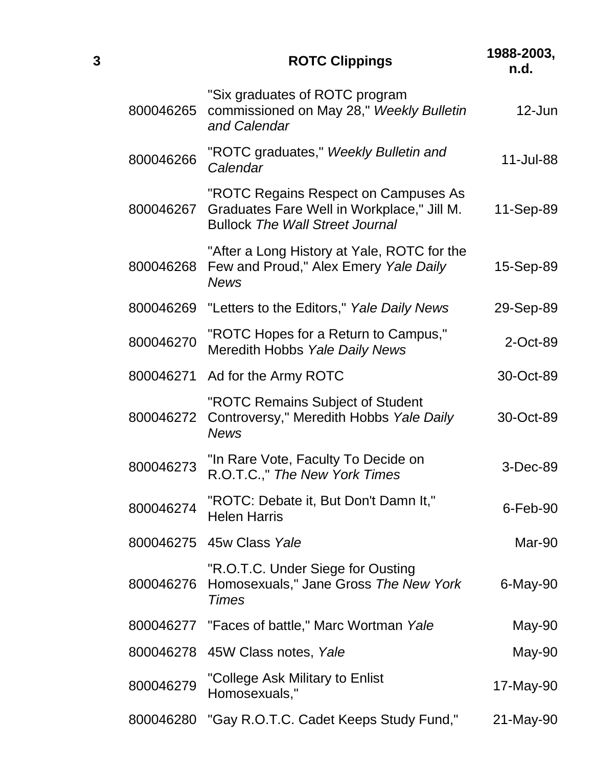| 3 | ROTC Clippings | 1988-2003, n.d. |
|---|---|---|
| 800046265 | "Six graduates of ROTC program commissioned on May 28," *Weekly Bulletin and Calendar* | 12-Jun |
| 800046266 | "ROTC graduates," *Weekly Bulletin and Calendar* | 11-Jul-88 |
| 800046267 | "ROTC Regains Respect on Campuses As Graduates Fare Well in Workplace," Jill M. Bullock *The Wall Street Journal* | 11-Sep-89 |
| 800046268 | "After a Long History at Yale, ROTC for the Few and Proud," Alex Emery *Yale Daily News* | 15-Sep-89 |
| 800046269 | "Letters to the Editors," *Yale Daily News* | 29-Sep-89 |
| 800046270 | "ROTC Hopes for a Return to Campus," Meredith Hobbs *Yale Daily News* | 2-Oct-89 |
| 800046271 | Ad for the Army ROTC | 30-Oct-89 |
| 800046272 | "ROTC Remains Subject of Student Controversy," Meredith Hobbs *Yale Daily News* | 30-Oct-89 |
| 800046273 | "In Rare Vote, Faculty To Decide on R.O.T.C.," *The New York Times* | 3-Dec-89 |
| 800046274 | "ROTC: Debate it, But Don't Damn It," Helen Harris | 6-Feb-90 |
| 800046275 | 45w Class *Yale* | Mar-90 |
| 800046276 | "R.O.T.C. Under Siege for Ousting Homosexuals," Jane Gross *The New York Times* | 6-May-90 |
| 800046277 | "Faces of battle," Marc Wortman *Yale* | May-90 |
| 800046278 | 45W Class notes, *Yale* | May-90 |
| 800046279 | "College Ask Military to Enlist Homosexuals," | 17-May-90 |
| 800046280 | "Gay R.O.T.C. Cadet Keeps Study Fund," | 21-May-90 |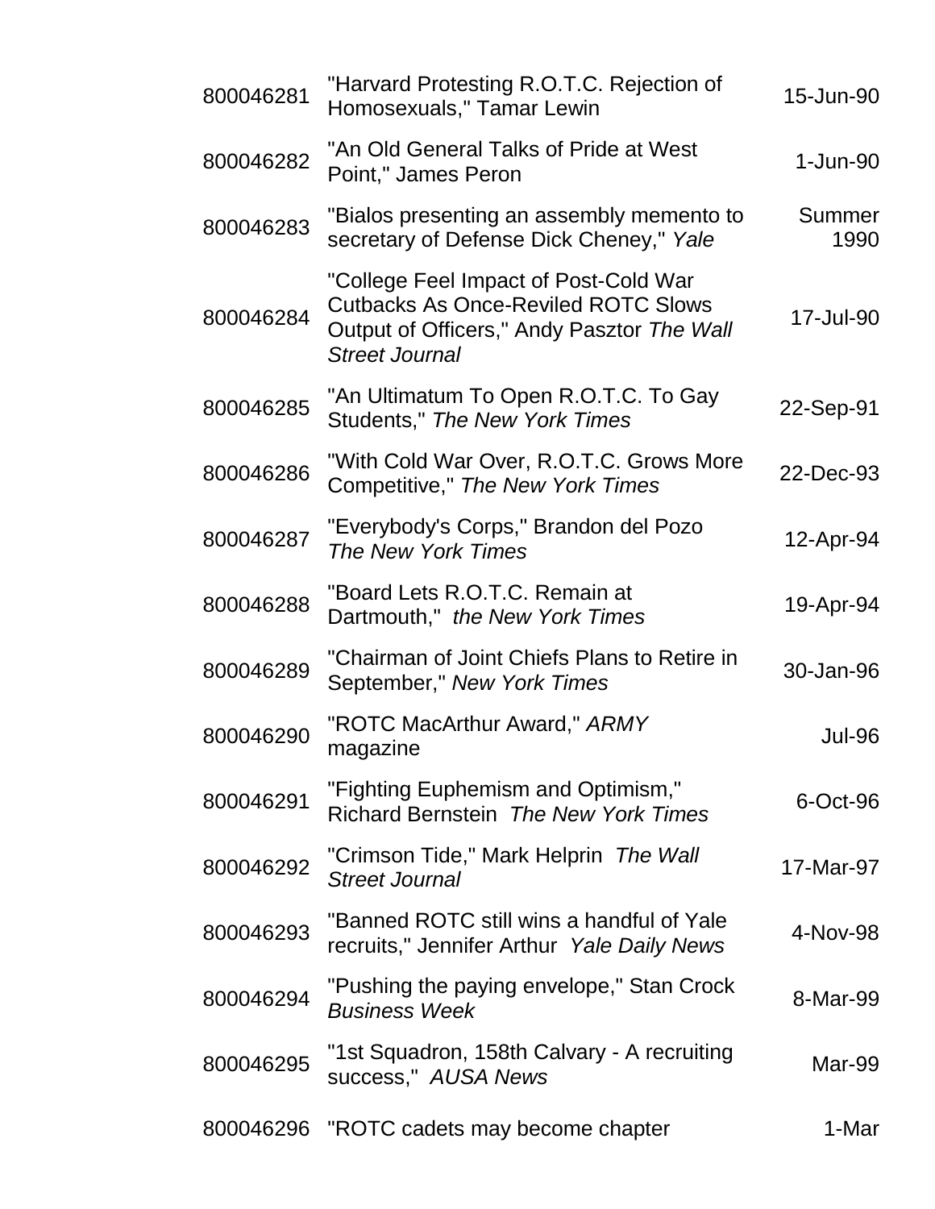| | | |
|---|---|---|
| 800046281 | "Harvard Protesting R.O.T.C. Rejection of Homosexuals," Tamar Lewin | 15-Jun-90 |
| 800046282 | "An Old General Talks of Pride at West Point," James Peron | 1-Jun-90 |
| 800046283 | "Bialos presenting an assembly memento to secretary of Defense Dick Cheney," *Yale* | Summer 1990 |
| 800046284 | "College Feel Impact of Post-Cold War Cutbacks As Once-Reviled ROTC Slows Output of Officers," Andy Pasztor *The Wall Street Journal* | 17-Jul-90 |
| 800046285 | "An Ultimatum To Open R.O.T.C. To Gay Students," *The New York Times* | 22-Sep-91 |
| 800046286 | "With Cold War Over, R.O.T.C. Grows More Competitive," *The New York Times* | 22-Dec-93 |
| 800046287 | "Everybody's Corps," Brandon del Pozo *The New York Times* | 12-Apr-94 |
| 800046288 | "Board Lets R.O.T.C. Remain at Dartmouth," *the New York Times* | 19-Apr-94 |
| 800046289 | "Chairman of Joint Chiefs Plans to Retire in September," *New York Times* | 30-Jan-96 |
| 800046290 | "ROTC MacArthur Award," *ARMY* magazine | Jul-96 |
| 800046291 | "Fighting Euphemism and Optimism," Richard Bernstein *The New York Times* | 6-Oct-96 |
| 800046292 | "Crimson Tide," Mark Helprin *The Wall Street Journal* | 17-Mar-97 |
| 800046293 | "Banned ROTC still wins a handful of Yale recruits," Jennifer Arthur *Yale Daily News* | 4-Nov-98 |
| 800046294 | "Pushing the paying envelope," Stan Crock *Business Week* | 8-Mar-99 |
| 800046295 | "1st Squadron, 158th Calvary - A recruiting success," *AUSA News* | Mar-99 |
| 800046296 | "ROTC cadets may become chapter | 1-Mar |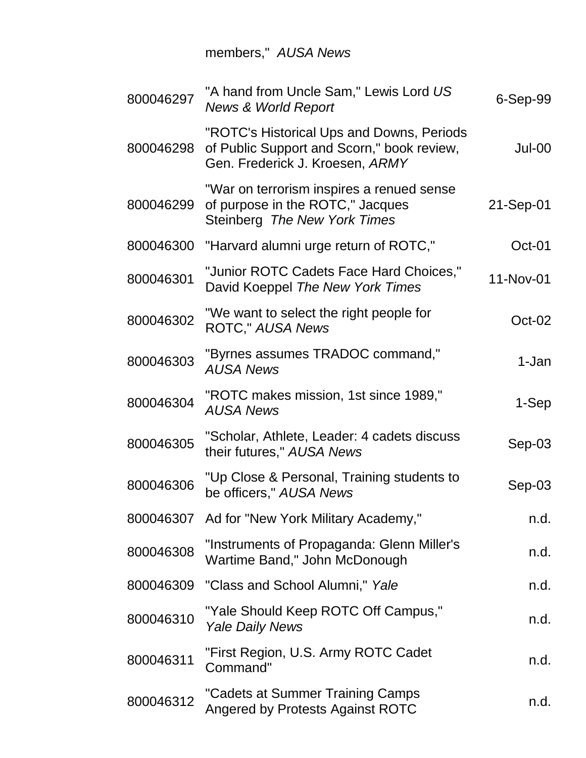| | | |
|---|---|---|
| | members," *AUSA News* | |
| 800046297 | "A hand from Uncle Sam," Lewis Lord *US News & World Report* | 6-Sep-99 |
| 800046298 | "ROTC's Historical Ups and Downs, Periods of Public Support and Scorn," book review, Gen. Frederick J. Kroesen, *ARMY* | Jul-00 |
| 800046299 | "War on terrorism inspires a renued sense of purpose in the ROTC," Jacques Steinberg *The New York Times* | 21-Sep-01 |
| 800046300 | "Harvard alumni urge return of ROTC," | Oct-01 |
| 800046301 | "Junior ROTC Cadets Face Hard Choices," David Koeppel *The New York Times* | 11-Nov-01 |
| 800046302 | "We want to select the right people for ROTC," *AUSA News* | Oct-02 |
| 800046303 | "Byrnes assumes TRADOC command," *AUSA News* | 1-Jan |
| 800046304 | "ROTC makes mission, 1st since 1989," *AUSA News* | 1-Sep |
| 800046305 | "Scholar, Athlete, Leader: 4 cadets discuss their futures," *AUSA News* | Sep-03 |
| 800046306 | "Up Close & Personal, Training students to be officers," *AUSA News* | Sep-03 |
| 800046307 | Ad for "New York Military Academy," | n.d. |
| 800046308 | "Instruments of Propaganda: Glenn Miller's Wartime Band," John McDonough | n.d. |
| 800046309 | "Class and School Alumni," *Yale* | n.d. |
| 800046310 | "Yale Should Keep ROTC Off Campus," *Yale Daily News* | n.d. |
| 800046311 | "First Region, U.S. Army ROTC Cadet Command" | n.d. |
| 800046312 | "Cadets at Summer Training Camps Angered by Protests Against ROTC | n.d. |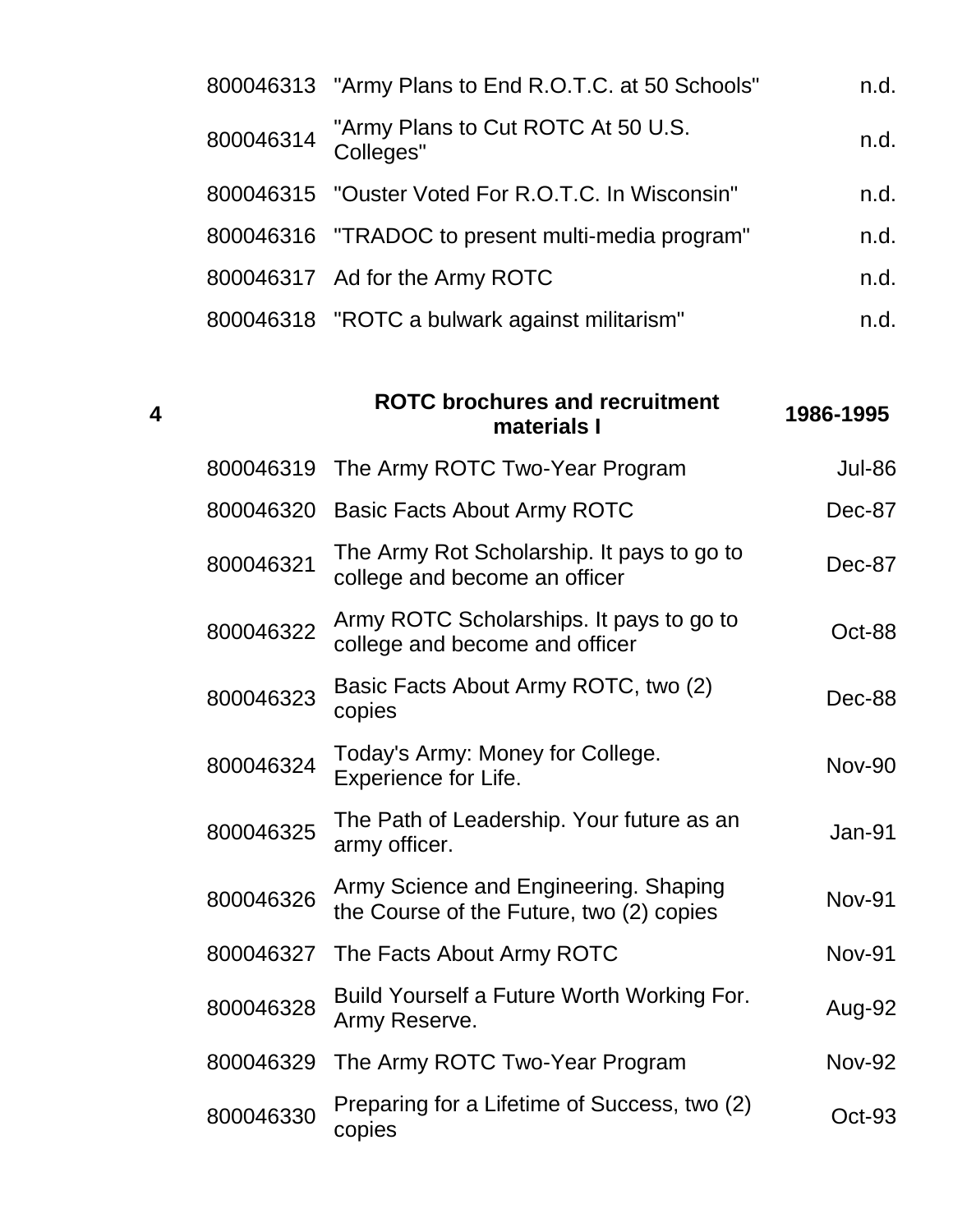| | | | |
|---|---|---|---|
| | 800046313 | "Army Plans to End R.O.T.C. at 50 Schools" | n.d. |
| | 800046314 | "Army Plans to Cut ROTC At 50 U.S. Colleges" | n.d. |
| | 800046315 | "Ouster Voted For R.O.T.C. In Wisconsin" | n.d. |
| | 800046316 | "TRADOC to present multi-media program" | n.d. |
| | 800046317 | Ad for the Army ROTC | n.d. |
| | 800046318 | "ROTC a bulwark against militarism" | n.d. |
| **4** | | **ROTC brochures and recruitment materials I** | **1986-1995** |
| | 800046319 | The Army ROTC Two-Year Program | Jul-86 |
| | 800046320 | Basic Facts About Army ROTC | Dec-87 |
| | 800046321 | The Army Rot Scholarship. It pays to go to college and become an officer | Dec-87 |
| | 800046322 | Army ROTC Scholarships. It pays to go to college and become and officer | Oct-88 |
| | 800046323 | Basic Facts About Army ROTC, two (2) copies | Dec-88 |
| | 800046324 | Today's Army: Money for College. Experience for Life. | Nov-90 |
| | 800046325 | The Path of Leadership. Your future as an army officer. | Jan-91 |
| | 800046326 | Army Science and Engineering. Shaping the Course of the Future, two (2) copies | Nov-91 |
| | 800046327 | The Facts About Army ROTC | Nov-91 |
| | 800046328 | Build Yourself a Future Worth Working For. Army Reserve. | Aug-92 |
| | 800046329 | The Army ROTC Two-Year Program | Nov-92 |
| | 800046330 | Preparing for a Lifetime of Success, two (2) copies | Oct-93 |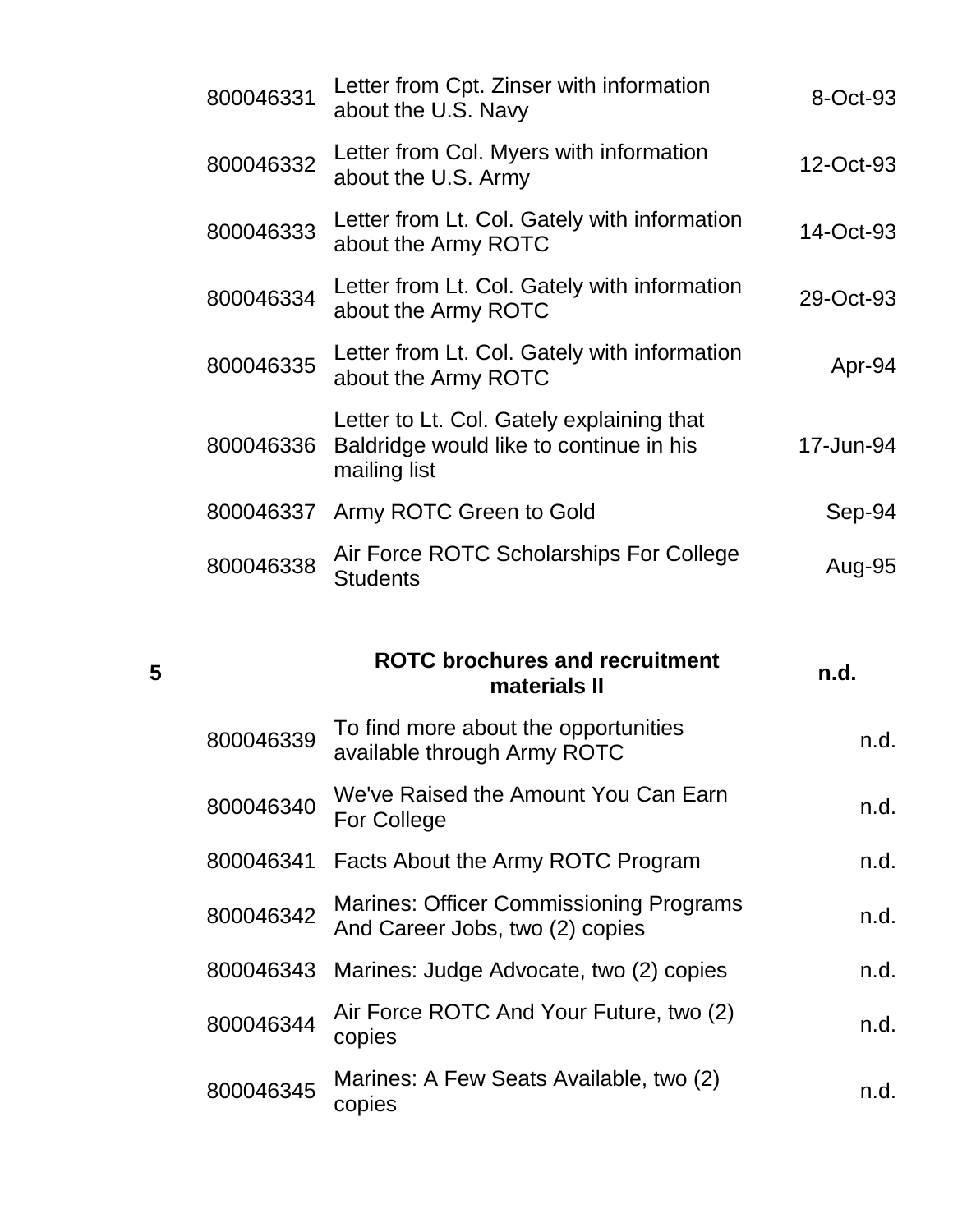| | | | |
|---|---|---|---|
| | 800046331 | Letter from Cpt. Zinser with information about the U.S. Navy | 8-Oct-93 |
| | 800046332 | Letter from Col. Myers with information about the U.S. Army | 12-Oct-93 |
| | 800046333 | Letter from Lt. Col. Gately with information about the Army ROTC | 14-Oct-93 |
| | 800046334 | Letter from Lt. Col. Gately with information about the Army ROTC | 29-Oct-93 |
| | 800046335 | Letter from Lt. Col. Gately with information about the Army ROTC | Apr-94 |
| | 800046336 | Letter to Lt. Col. Gately explaining that Baldridge would like to continue in his mailing list | 17-Jun-94 |
| | 800046337 | Army ROTC Green to Gold | Sep-94 |
| | 800046338 | Air Force ROTC Scholarships For College Students | Aug-95 |
| **5** | | **ROTC brochures and recruitment materials II** | **n.d.** |
| | 800046339 | To find more about the opportunities available through Army ROTC | n.d. |
| | 800046340 | We've Raised the Amount You Can Earn For College | n.d. |
| | 800046341 | Facts About the Army ROTC Program | n.d. |
| | 800046342 | Marines: Officer Commissioning Programs And Career Jobs, two (2) copies | n.d. |
| | 800046343 | Marines: Judge Advocate, two (2) copies | n.d. |
| | 800046344 | Air Force ROTC And Your Future, two (2) copies | n.d. |
| | 800046345 | Marines: A Few Seats Available, two (2) copies | n.d. |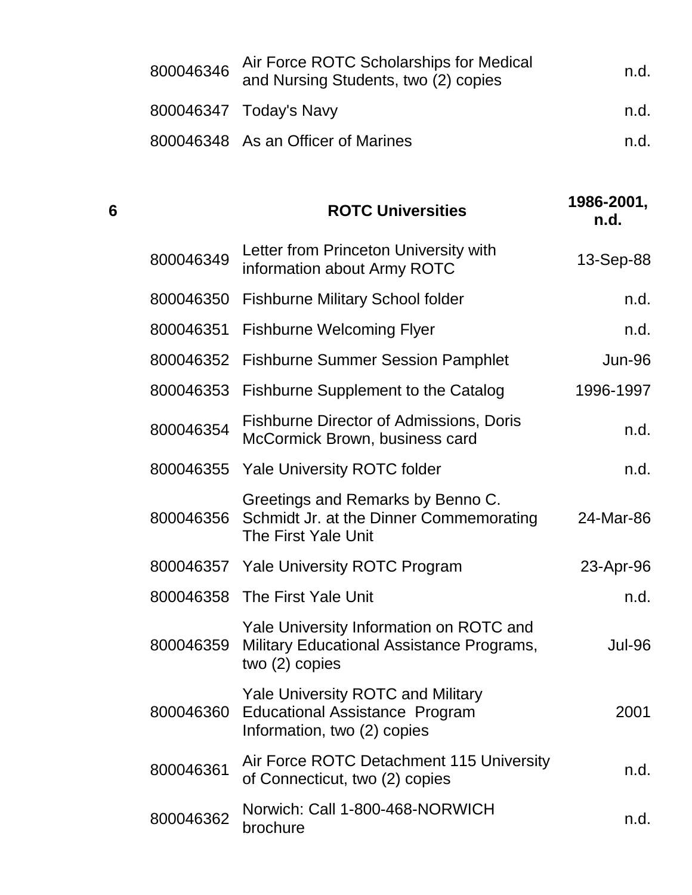| | | | |
|---|---|---|---|
| | 800046346 | Air Force ROTC Scholarships for Medical and Nursing Students, two (2) copies | n.d. |
| | 800046347 | Today's Navy | n.d. |
| | 800046348 | As an Officer of Marines | n.d. |
| **6** | | **ROTC Universities** | **1986-2001, n.d.** |
| | 800046349 | Letter from Princeton University with information about Army ROTC | 13-Sep-88 |
| | 800046350 | Fishburne Military School folder | n.d. |
| | 800046351 | Fishburne Welcoming Flyer | n.d. |
| | 800046352 | Fishburne Summer Session Pamphlet | Jun-96 |
| | 800046353 | Fishburne Supplement to the Catalog | 1996-1997 |
| | 800046354 | Fishburne Director of Admissions, Doris McCormick Brown, business card | n.d. |
| | 800046355 | Yale University ROTC folder | n.d. |
| | 800046356 | Greetings and Remarks by Benno C. Schmidt Jr. at the Dinner Commemorating The First Yale Unit | 24-Mar-86 |
| | 800046357 | Yale University ROTC Program | 23-Apr-96 |
| | 800046358 | The First Yale Unit | n.d. |
| | 800046359 | Yale University Information on ROTC and Military Educational Assistance Programs, two (2) copies | Jul-96 |
| | 800046360 | Yale University ROTC and Military Educational Assistance Program Information, two (2) copies | 2001 |
| | 800046361 | Air Force ROTC Detachment 115 University of Connecticut, two (2) copies | n.d. |
| | 800046362 | Norwich: Call 1-800-468-NORWICH brochure | n.d. |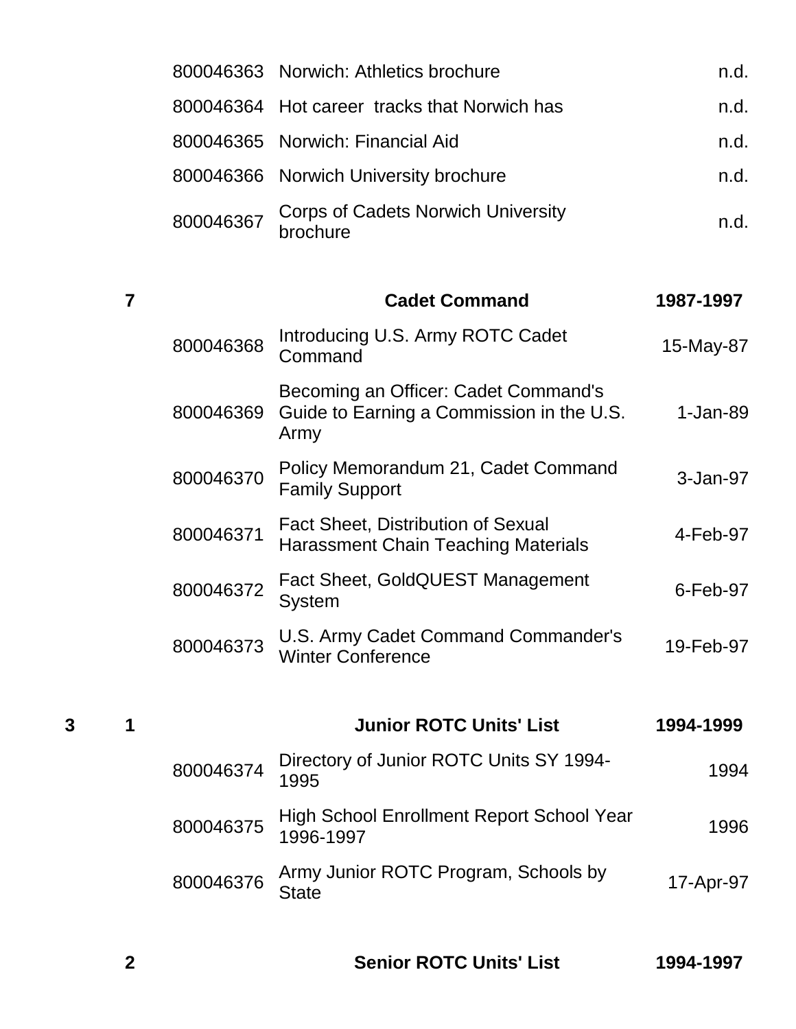| Box | Folder | ID | Title | Date |
|---|---|---|---|---|
| | | 800046363 | Norwich: Athletics brochure | n.d. |
| | | 800046364 | Hot career tracks that Norwich has | n.d. |
| | | 800046365 | Norwich: Financial Aid | n.d. |
| | | 800046366 | Norwich University brochure | n.d. |
| | | 800046367 | Corps of Cadets Norwich University brochure | n.d. |
| | **7** | | **Cadet Command** | **1987-1997** |
| | | 800046368 | Introducing U.S. Army ROTC Cadet Command | 15-May-87 |
| | | 800046369 | Becoming an Officer: Cadet Command's Guide to Earning a Commission in the U.S. Army | 1-Jan-89 |
| | | 800046370 | Policy Memorandum 21, Cadet Command Family Support | 3-Jan-97 |
| | | 800046371 | Fact Sheet, Distribution of Sexual Harassment Chain Teaching Materials | 4-Feb-97 |
| | | 800046372 | Fact Sheet, GoldQUEST Management System | 6-Feb-97 |
| | | 800046373 | U.S. Army Cadet Command Commander's Winter Conference | 19-Feb-97 |
| **3** | **1** | | **Junior ROTC Units' List** | **1994-1999** |
| | | 800046374 | Directory of Junior ROTC Units SY 1994-1995 | 1994 |
| | | 800046375 | High School Enrollment Report School Year 1996-1997 | 1996 |
| | | 800046376 | Army Junior ROTC Program, Schools by State | 17-Apr-97 |
| | **2** | | **Senior ROTC Units' List** | **1994-1997** |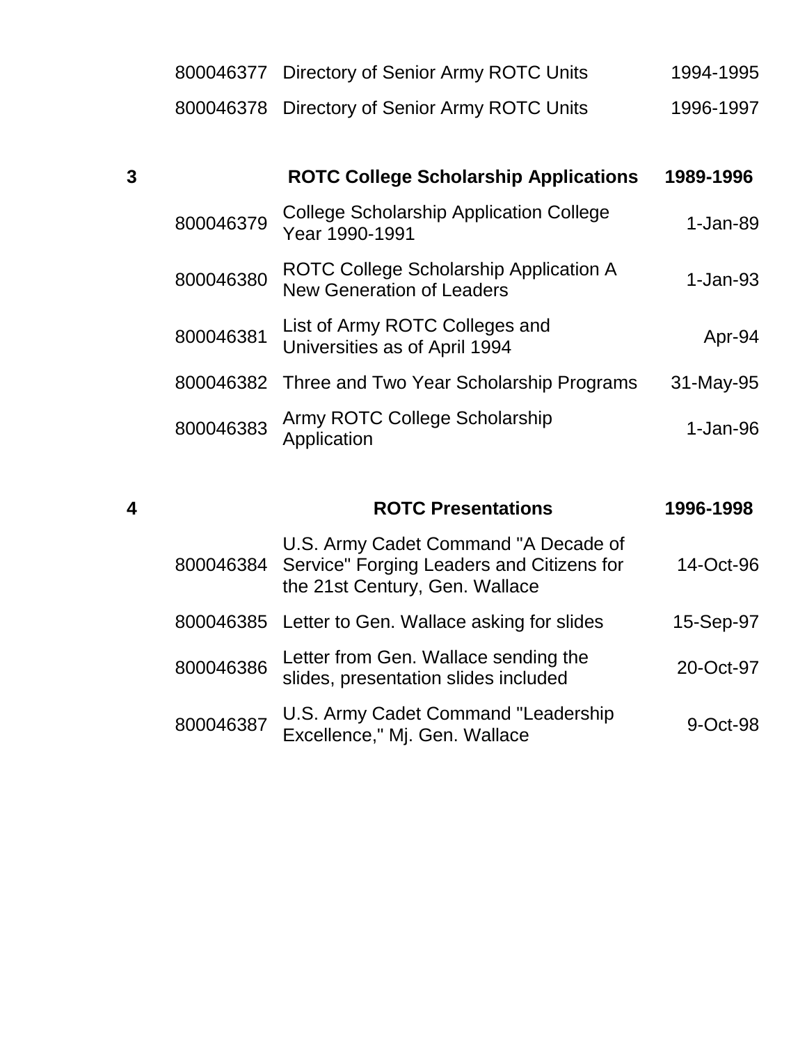| | | | |
|---|---|---|---|
| | 800046377 | Directory of Senior Army ROTC Units | 1994-1995 |
| | 800046378 | Directory of Senior Army ROTC Units | 1996-1997 |
| **3** | | **ROTC College Scholarship Applications** | **1989-1996** |
| | 800046379 | College Scholarship Application College Year 1990-1991 | 1-Jan-89 |
| | 800046380 | ROTC College Scholarship Application A New Generation of Leaders | 1-Jan-93 |
| | 800046381 | List of Army ROTC Colleges and Universities as of April 1994 | Apr-94 |
| | 800046382 | Three and Two Year Scholarship Programs | 31-May-95 |
| | 800046383 | Army ROTC College Scholarship Application | 1-Jan-96 |
| **4** | | **ROTC Presentations** | **1996-1998** |
| | 800046384 | U.S. Army Cadet Command "A Decade of Service" Forging Leaders and Citizens for the 21st Century, Gen. Wallace | 14-Oct-96 |
| | 800046385 | Letter to Gen. Wallace asking for slides | 15-Sep-97 |
| | 800046386 | Letter from Gen. Wallace sending the slides, presentation slides included | 20-Oct-97 |
| | 800046387 | U.S. Army Cadet Command "Leadership Excellence," Mj. Gen. Wallace | 9-Oct-98 |